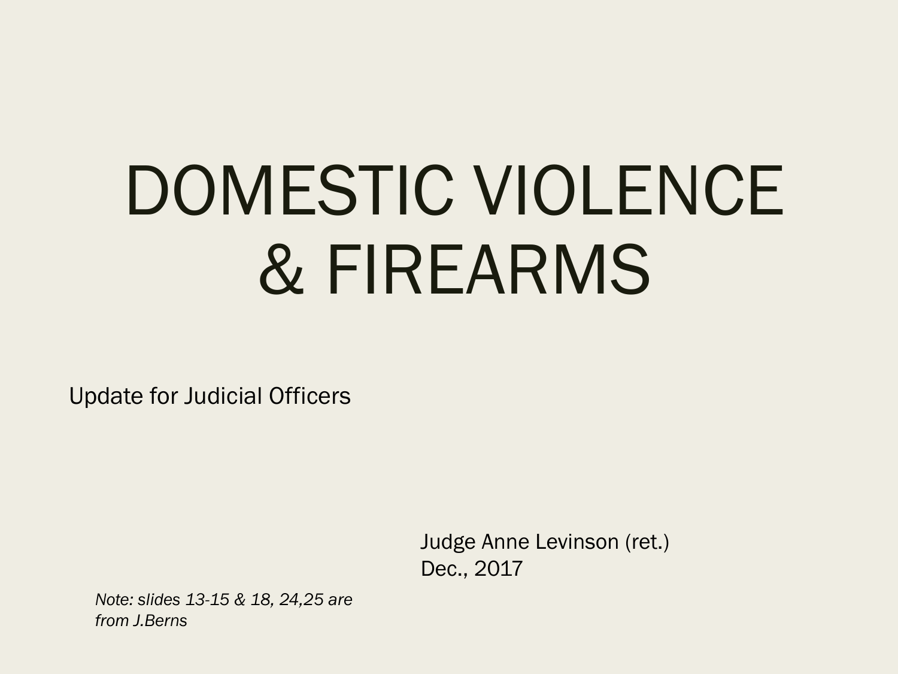# DOMESTIC VIOLENCE & FIREARMS

Update for Judicial Officers

Judge Anne Levinson (ret.)
Dec., 2017

*Note: slides 13-15 & 18, 24,25 are from J.Berns*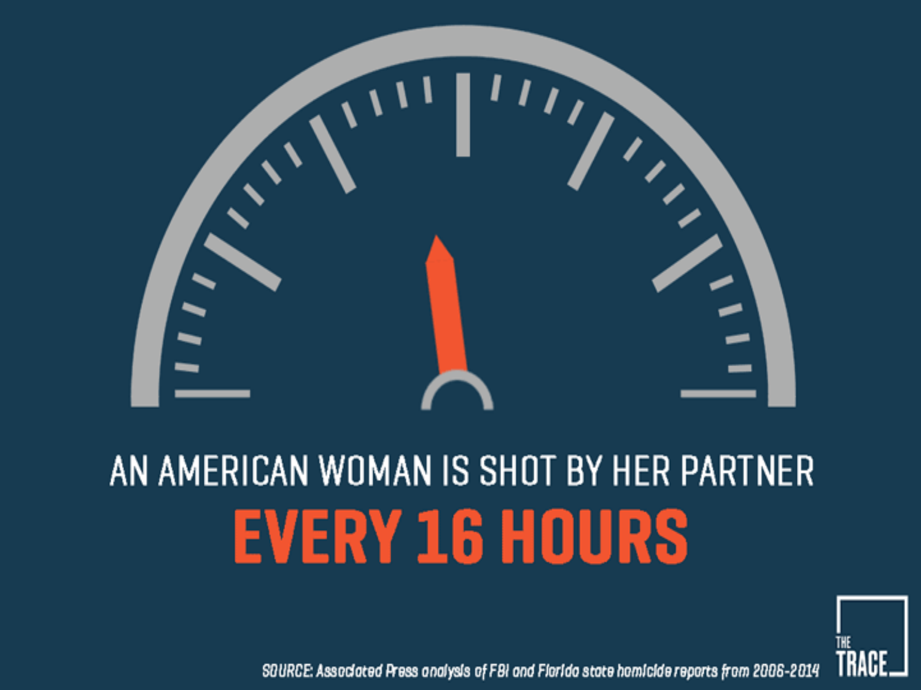AN AMERICAN WOMAN IS SHOT BY HER PARTNER

**EVERY 16 HOURS**

SOURCE: Associated Press analysis of FBI and Florida state homicide reports from 2006-2014

THE TRACE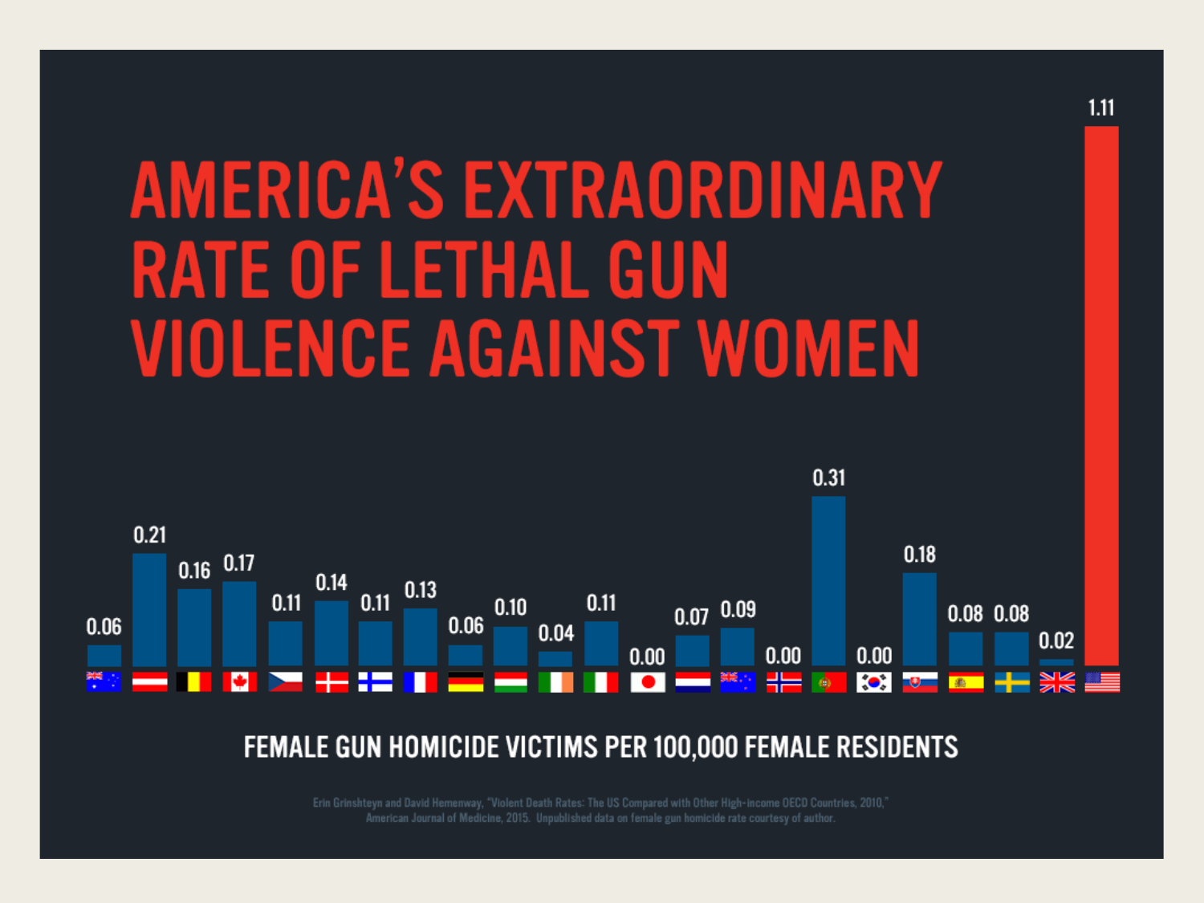# AMERICA'S EXTRAORDINARY RATE OF LETHAL GUN VIOLENCE AGAINST WOMEN

| Country | Rate |
| --- | --- |
| Australia | 0.06 |
| Austria | 0.21 |
| Belgium | 0.16 |
| Canada | 0.17 |
| Czech Republic | 0.11 |
| Denmark | 0.14 |
| Finland | 0.11 |
| France | 0.13 |
| Germany | 0.06 |
| Hungary | 0.10 |
| Ireland | 0.04 |
| Italy | 0.11 |
| Japan | 0.00 |
| Netherlands | 0.07 |
| New Zealand | 0.09 |
| Norway | 0.00 |
| Portugal | 0.31 |
| South Korea | 0.00 |
| Slovakia | 0.18 |
| Spain | 0.08 |
| Sweden | 0.08 |
| United Kingdom | 0.02 |
| United States | 1.11 |

**FEMALE GUN HOMICIDE VICTIMS PER 100,000 FEMALE RESIDENTS**

Erin Grinshteyn and David Hemenway, "Violent Death Rates: The US Compared with Other High-income OECD Countries, 2010," American Journal of Medicine, 2015. Unpublished data on female gun homicide rate courtesy of author.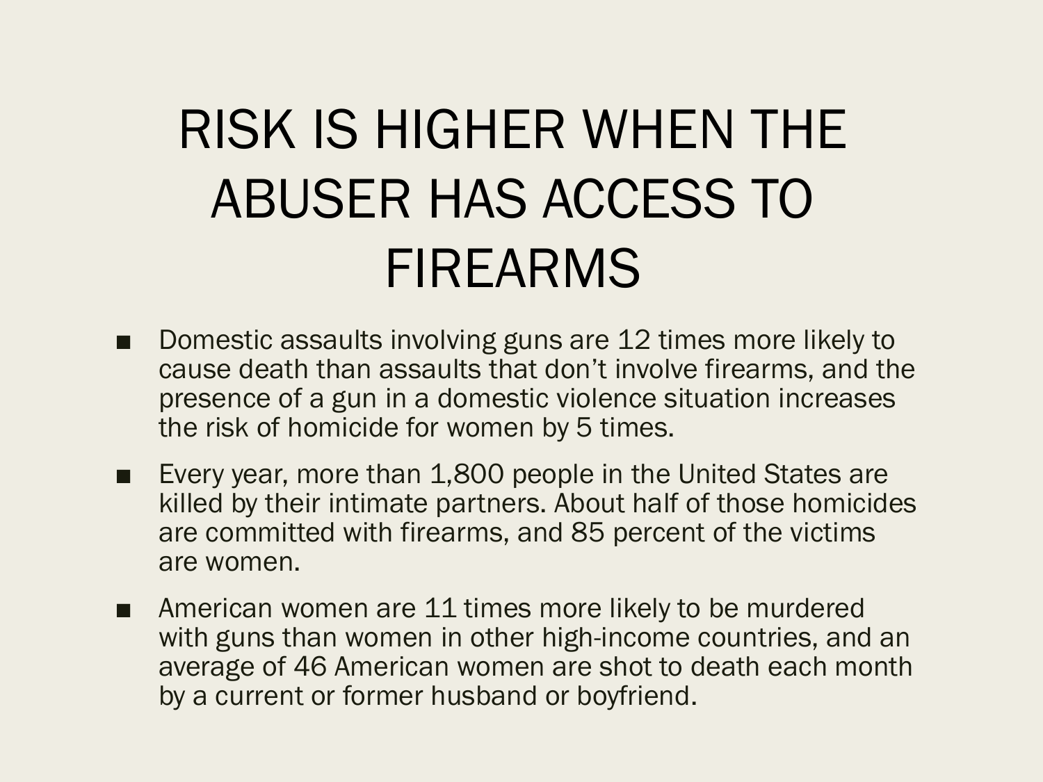# RISK IS HIGHER WHEN THE ABUSER HAS ACCESS TO FIREARMS

- Domestic assaults involving guns are 12 times more likely to cause death than assaults that don't involve firearms, and the presence of a gun in a domestic violence situation increases the risk of homicide for women by 5 times.
- Every year, more than 1,800 people in the United States are killed by their intimate partners. About half of those homicides are committed with firearms, and 85 percent of the victims are women.
- American women are 11 times more likely to be murdered with guns than women in other high-income countries, and an average of 46 American women are shot to death each month by a current or former husband or boyfriend.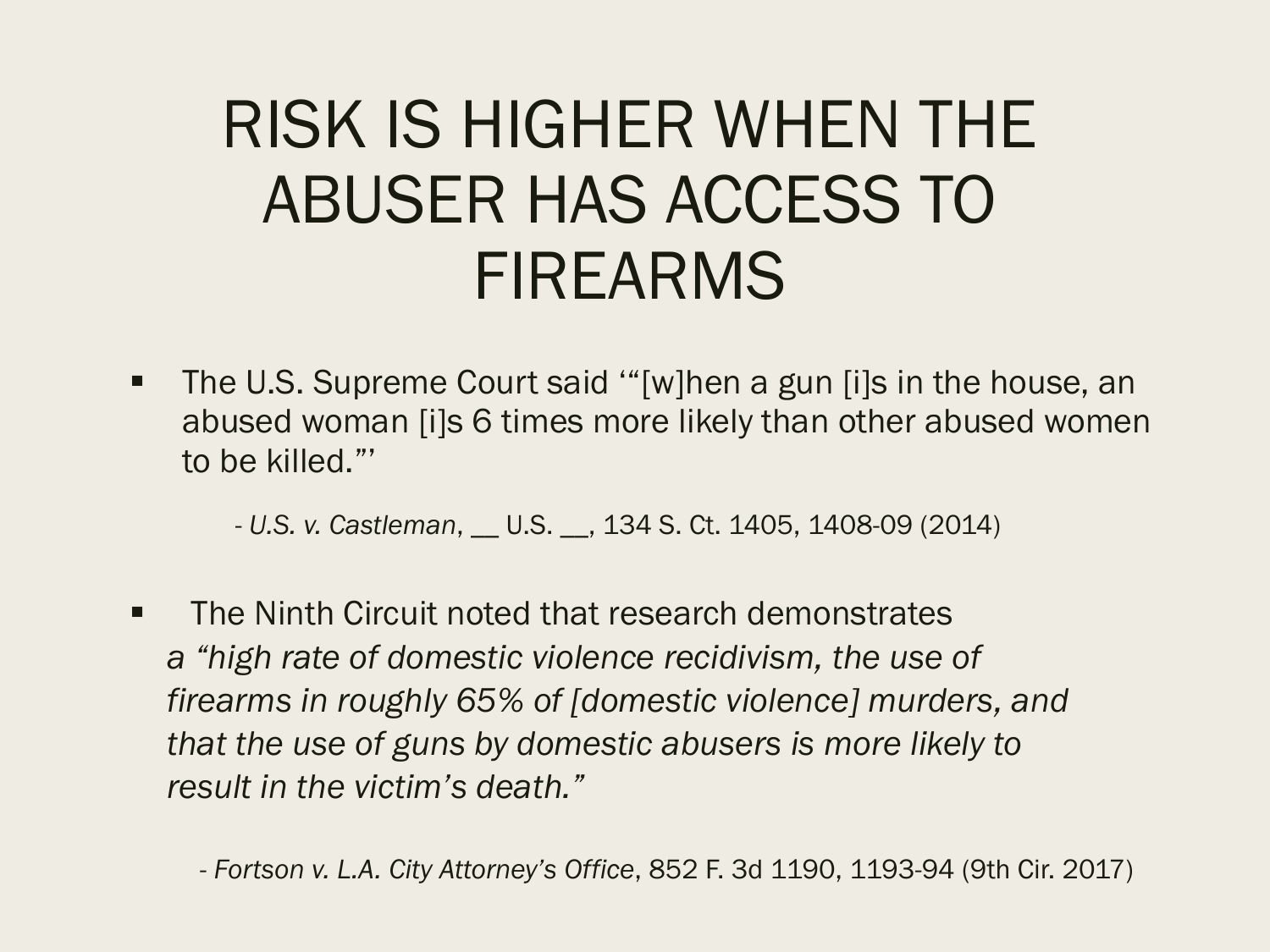# RISK IS HIGHER WHEN THE ABUSER HAS ACCESS TO FIREARMS

- The U.S. Supreme Court said '"[w]hen a gun [i]s in the house, an abused woman [i]s 6 times more likely than other abused women to be killed."'

  - *U.S. v. Castleman*, __ U.S. __, 134 S. Ct. 1405, 1408-09 (2014)

- The Ninth Circuit noted that research demonstrates *a "high rate of domestic violence recidivism, the use of firearms in roughly 65% of [domestic violence] murders, and that the use of guns by domestic abusers is more likely to result in the victim's death."*

  - *Fortson v. L.A. City Attorney's Office*, 852 F. 3d 1190, 1193-94 (9th Cir. 2017)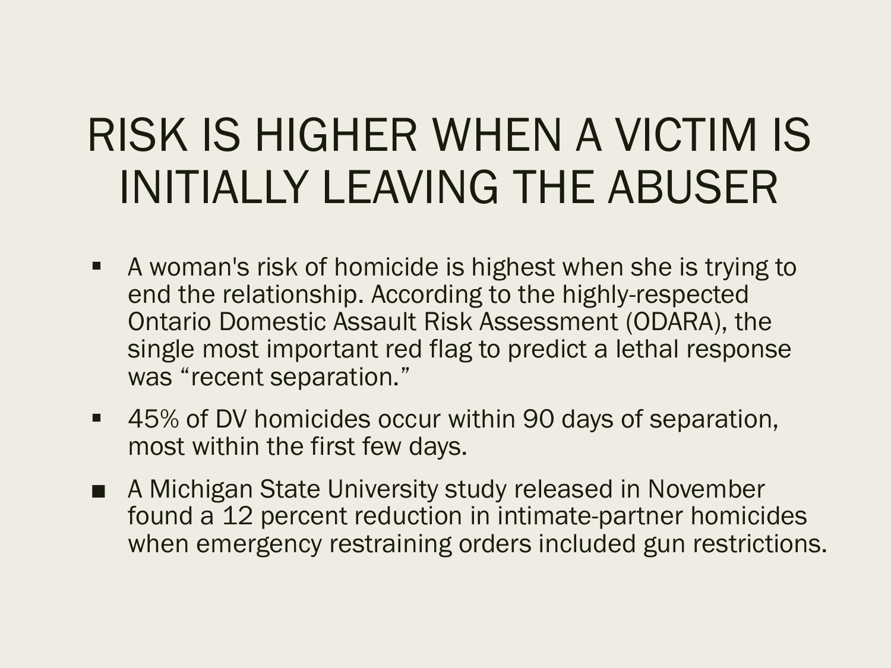# RISK IS HIGHER WHEN A VICTIM IS INITIALLY LEAVING THE ABUSER

- A woman's risk of homicide is highest when she is trying to end the relationship. According to the highly-respected Ontario Domestic Assault Risk Assessment (ODARA), the single most important red flag to predict a lethal response was "recent separation."
- 45% of DV homicides occur within 90 days of separation, most within the first few days.
- A Michigan State University study released in November found a 12 percent reduction in intimate-partner homicides when emergency restraining orders included gun restrictions.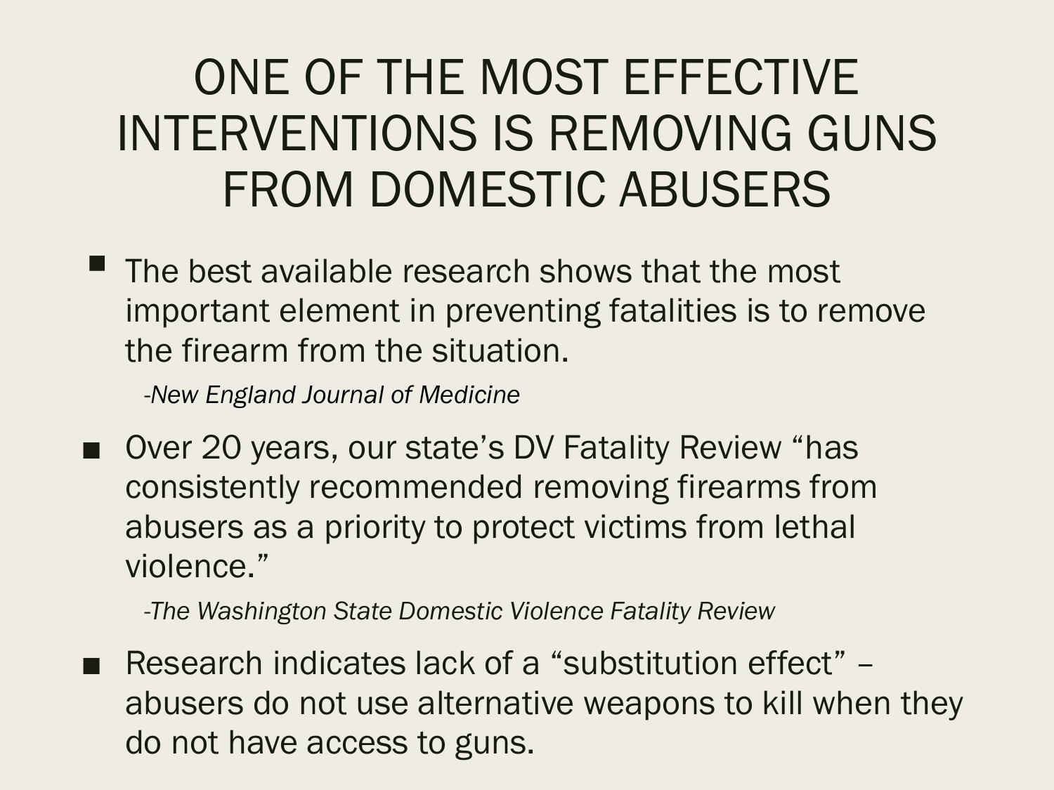# ONE OF THE MOST EFFECTIVE INTERVENTIONS IS REMOVING GUNS FROM DOMESTIC ABUSERS

- The best available research shows that the most important element in preventing fatalities is to remove the firearm from the situation.

  *-New England Journal of Medicine*

- Over 20 years, our state's DV Fatality Review "has consistently recommended removing firearms from abusers as a priority to protect victims from lethal violence."

  *-The Washington State Domestic Violence Fatality Review*

- Research indicates lack of a "substitution effect" – abusers do not use alternative weapons to kill when they do not have access to guns.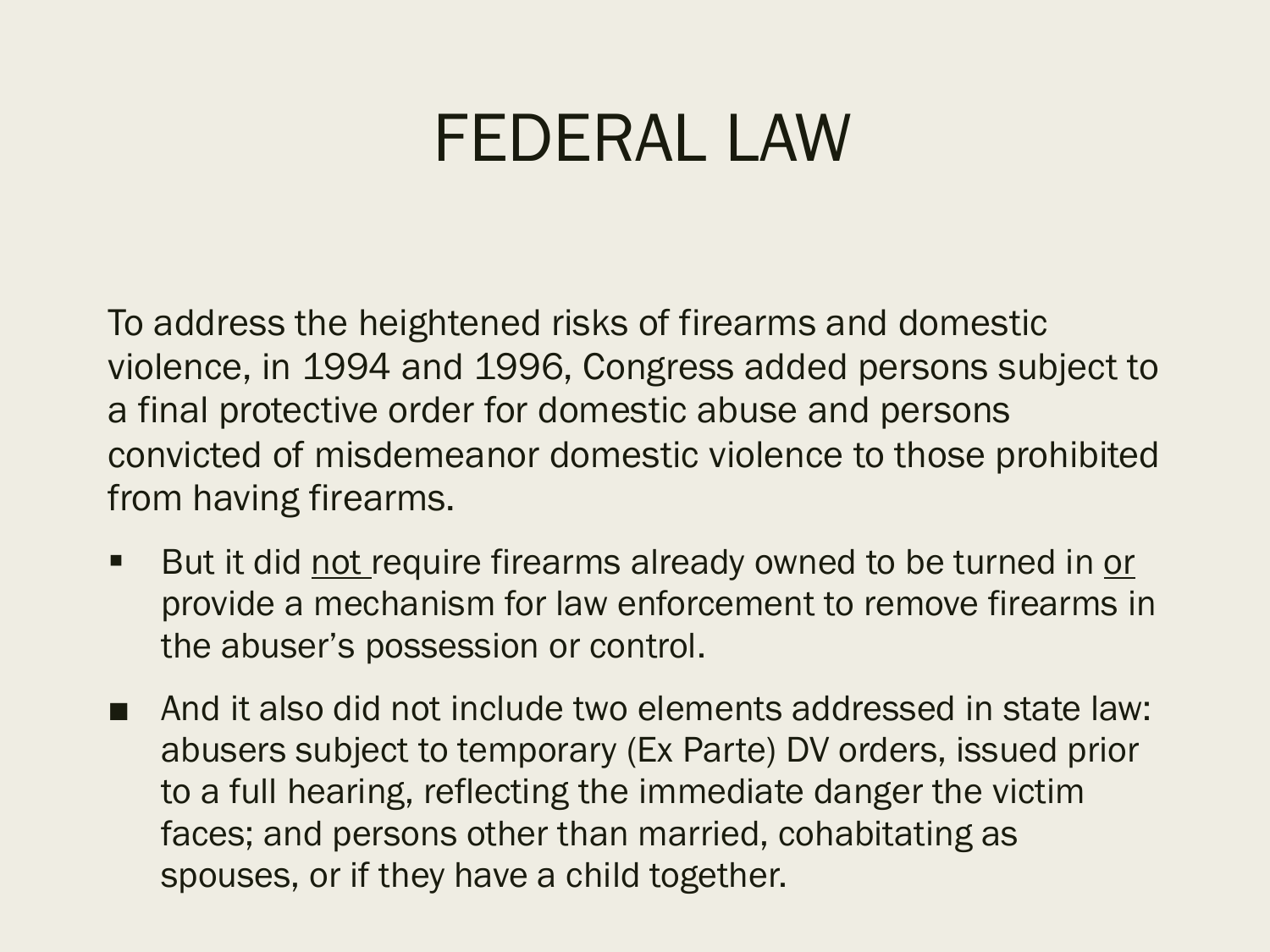# FEDERAL LAW

To address the heightened risks of firearms and domestic violence, in 1994 and 1996, Congress added persons subject to a final protective order for domestic abuse and persons convicted of misdemeanor domestic violence to those prohibited from having firearms.

- But it did <u>not</u> require firearms already owned to be turned in <u>or</u> provide a mechanism for law enforcement to remove firearms in the abuser's possession or control.
- And it also did not include two elements addressed in state law: abusers subject to temporary (Ex Parte) DV orders, issued prior to a full hearing, reflecting the immediate danger the victim faces; and persons other than married, cohabitating as spouses, or if they have a child together.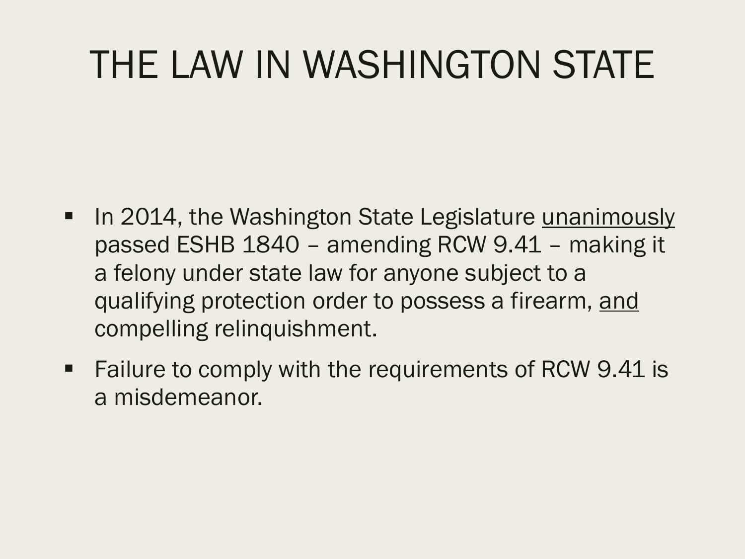# THE LAW IN WASHINGTON STATE

- In 2014, the Washington State Legislature <u>unanimously</u> passed ESHB 1840 – amending RCW 9.41 – making it a felony under state law for anyone subject to a qualifying protection order to possess a firearm, <u>and</u> compelling relinquishment.
- Failure to comply with the requirements of RCW 9.41 is a misdemeanor.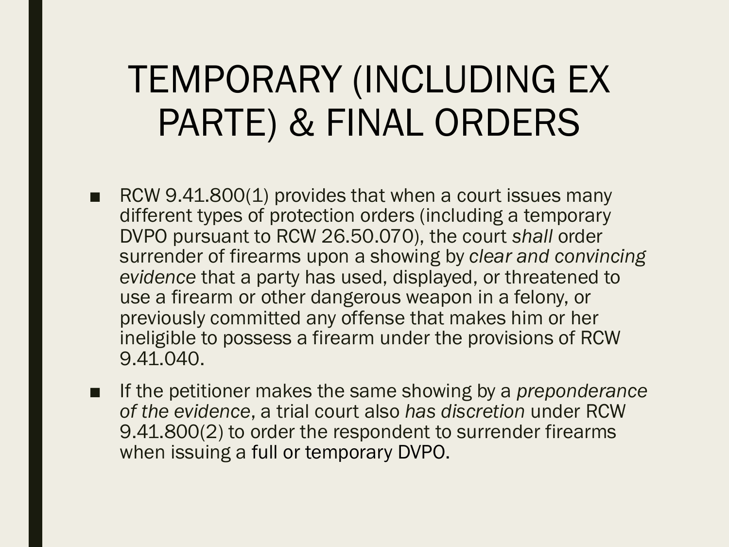# TEMPORARY (INCLUDING EX PARTE) & FINAL ORDERS

- RCW 9.41.800(1) provides that when a court issues many different types of protection orders (including a temporary DVPO pursuant to RCW 26.50.070), the court *shall* order surrender of firearms upon a showing by *clear and convincing evidence* that a party has used, displayed, or threatened to use a firearm or other dangerous weapon in a felony, or previously committed any offense that makes him or her ineligible to possess a firearm under the provisions of RCW 9.41.040.
- If the petitioner makes the same showing by a *preponderance of the evidence*, a trial court also *has discretion* under RCW 9.41.800(2) to order the respondent to surrender firearms when issuing a full or temporary DVPO.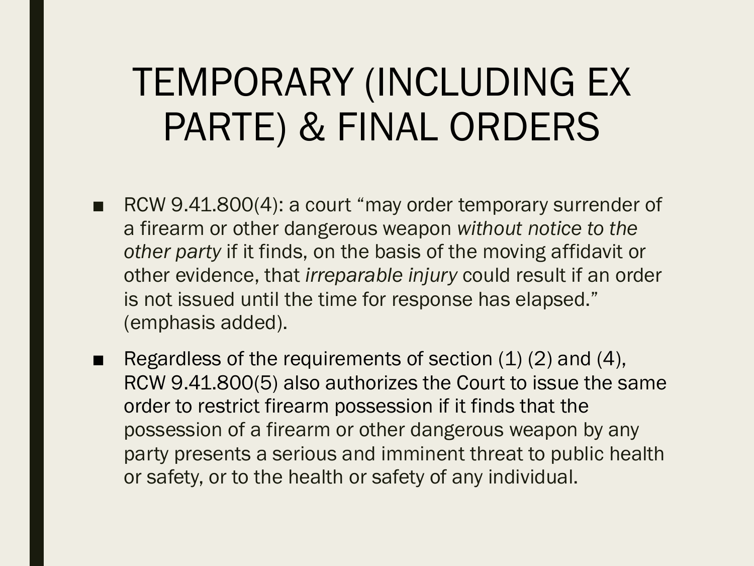# TEMPORARY (INCLUDING EX PARTE) & FINAL ORDERS

- RCW 9.41.800(4): a court "may order temporary surrender of a firearm or other dangerous weapon *without notice to the other party* if it finds, on the basis of the moving affidavit or other evidence, that *irreparable injury* could result if an order is not issued until the time for response has elapsed." (emphasis added).
- Regardless of the requirements of section (1) (2) and (4), RCW 9.41.800(5) also authorizes the Court to issue the same order to restrict firearm possession if it finds that the possession of a firearm or other dangerous weapon by any party presents a serious and imminent threat to public health or safety, or to the health or safety of any individual.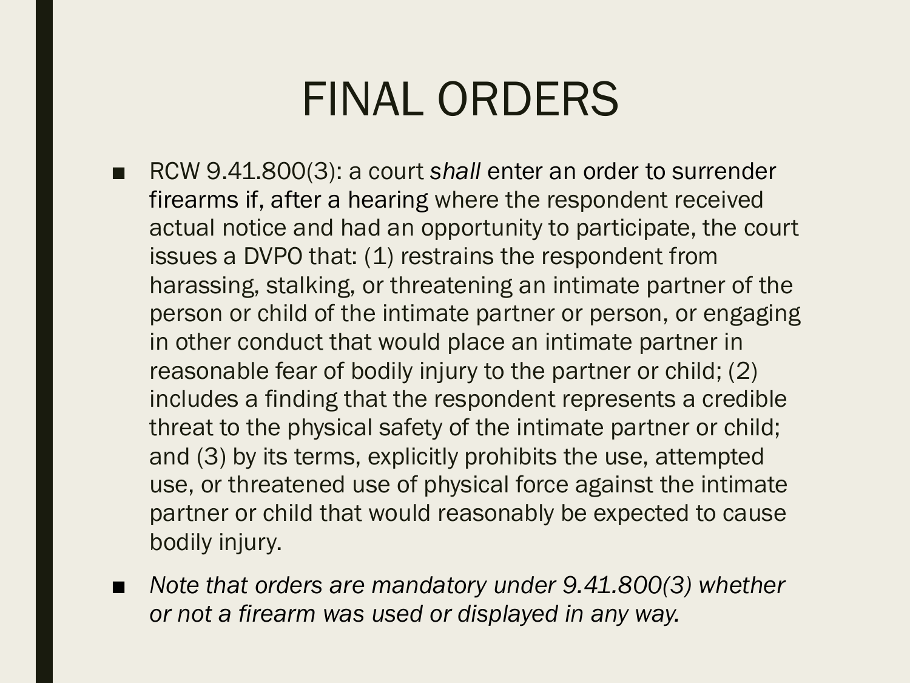# FINAL ORDERS

- RCW 9.41.800(3): a court *shall* enter an order to surrender firearms if, after a hearing where the respondent received actual notice and had an opportunity to participate, the court issues a DVPO that: (1) restrains the respondent from harassing, stalking, or threatening an intimate partner of the person or child of the intimate partner or person, or engaging in other conduct that would place an intimate partner in reasonable fear of bodily injury to the partner or child; (2) includes a finding that the respondent represents a credible threat to the physical safety of the intimate partner or child; and (3) by its terms, explicitly prohibits the use, attempted use, or threatened use of physical force against the intimate partner or child that would reasonably be expected to cause bodily injury.
- *Note that orders are mandatory under 9.41.800(3) whether or not a firearm was used or displayed in any way.*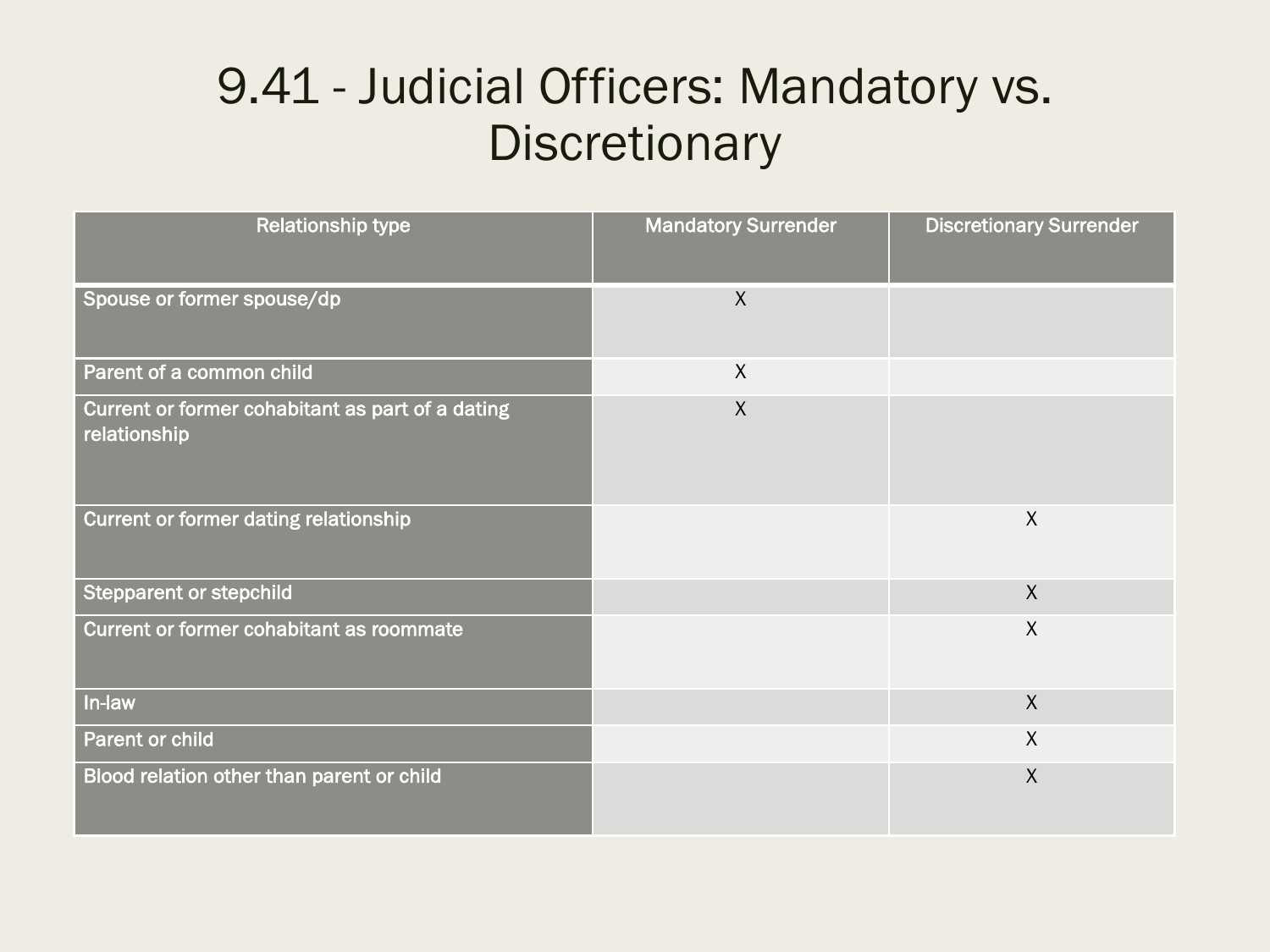# 9.41 - Judicial Officers: Mandatory vs. Discretionary

| Relationship type | Mandatory Surrender | Discretionary Surrender |
|---|---|---|
| Spouse or former spouse/dp | X | |
| Parent of a common child | X | |
| Current or former cohabitant as part of a dating relationship | X | |
| Current or former dating relationship | | X |
| Stepparent or stepchild | | X |
| Current or former cohabitant as roommate | | X |
| In-law | | X |
| Parent or child | | X |
| Blood relation other than parent or child | | X |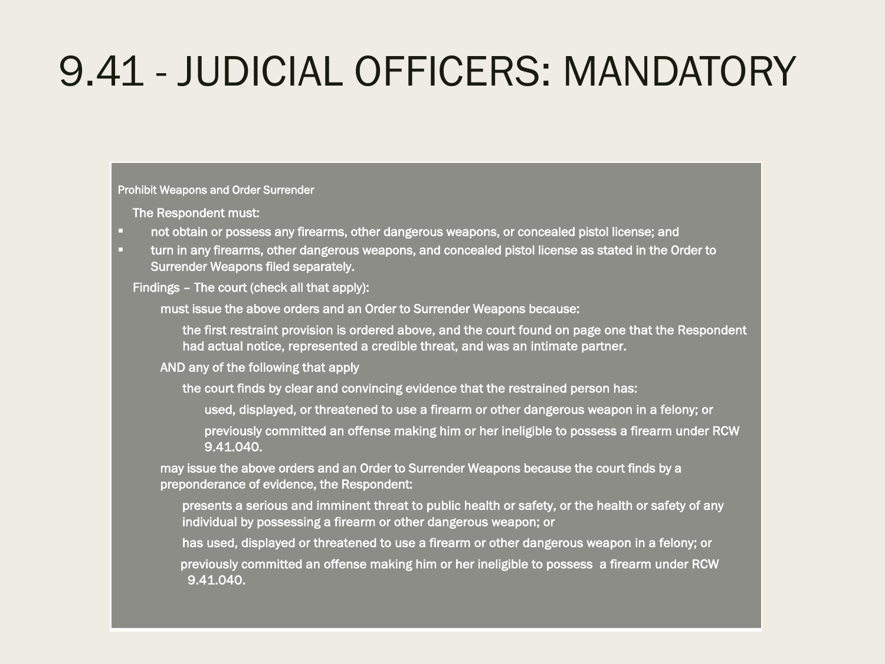# 9.41 - JUDICIAL OFFICERS: MANDATORY

Prohibit Weapons and Order Surrender

The Respondent must:

- not obtain or possess any firearms, other dangerous weapons, or concealed pistol license; and
- turn in any firearms, other dangerous weapons, and concealed pistol license as stated in the Order to Surrender Weapons filed separately.

Findings – The court (check all that apply):

must issue the above orders and an Order to Surrender Weapons because:

the first restraint provision is ordered above, and the court found on page one that the Respondent had actual notice, represented a credible threat, and was an intimate partner.

AND any of the following that apply

the court finds by clear and convincing evidence that the restrained person has:

used, displayed, or threatened to use a firearm or other dangerous weapon in a felony; or

previously committed an offense making him or her ineligible to possess a firearm under RCW 9.41.040.

may issue the above orders and an Order to Surrender Weapons because the court finds by a preponderance of evidence, the Respondent:

presents a serious and imminent threat to public health or safety, or the health or safety of any individual by possessing a firearm or other dangerous weapon; or

has used, displayed or threatened to use a firearm or other dangerous weapon in a felony; or

previously committed an offense making him or her ineligible to possess a firearm under RCW 9.41.040.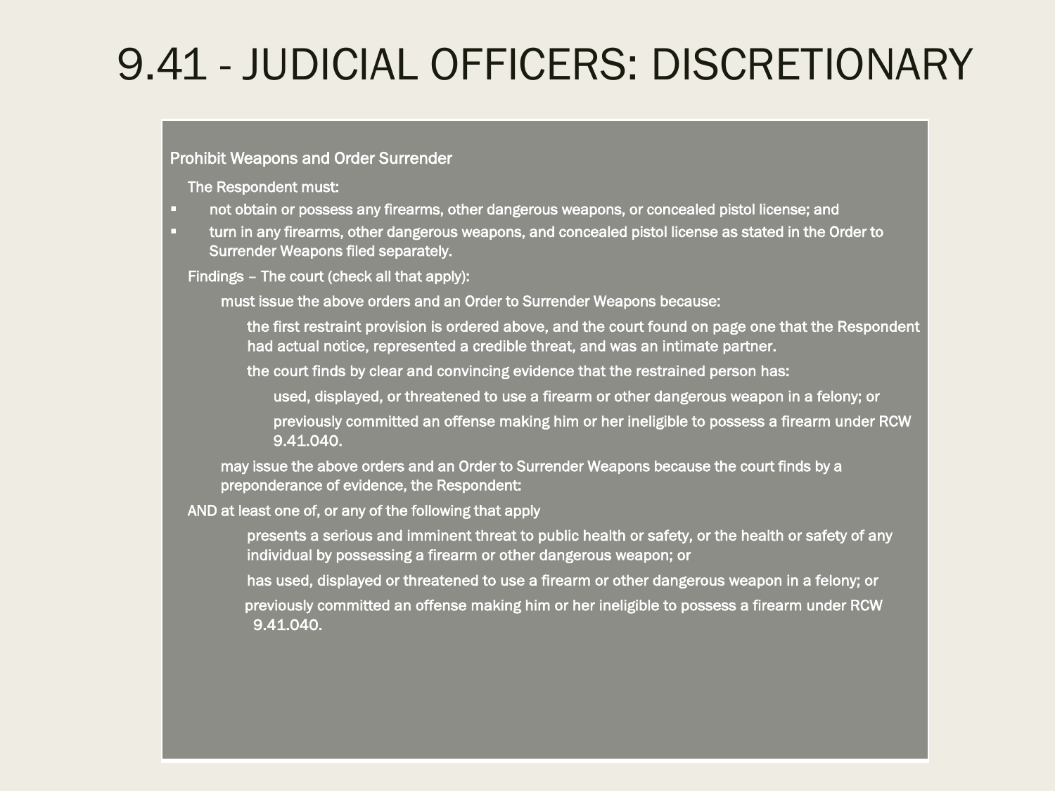# 9.41 - JUDICIAL OFFICERS: DISCRETIONARY

**Prohibit Weapons and Order Surrender**

The Respondent must:

- not obtain or possess any firearms, other dangerous weapons, or concealed pistol license; and
- turn in any firearms, other dangerous weapons, and concealed pistol license as stated in the Order to Surrender Weapons filed separately.

Findings – The court (check all that apply):

- must issue the above orders and an Order to Surrender Weapons because:
  - the first restraint provision is ordered above, and the court found on page one that the Respondent had actual notice, represented a credible threat, and was an intimate partner.
  - the court finds by clear and convincing evidence that the restrained person has:
    - used, displayed, or threatened to use a firearm or other dangerous weapon in a felony; or
    - previously committed an offense making him or her ineligible to possess a firearm under RCW 9.41.040.
- may issue the above orders and an Order to Surrender Weapons because the court finds by a preponderance of evidence, the Respondent:

AND at least one of, or any of the following that apply

- presents a serious and imminent threat to public health or safety, or the health or safety of any individual by possessing a firearm or other dangerous weapon; or
- has used, displayed or threatened to use a firearm or other dangerous weapon in a felony; or
- previously committed an offense making him or her ineligible to possess a firearm under RCW 9.41.040.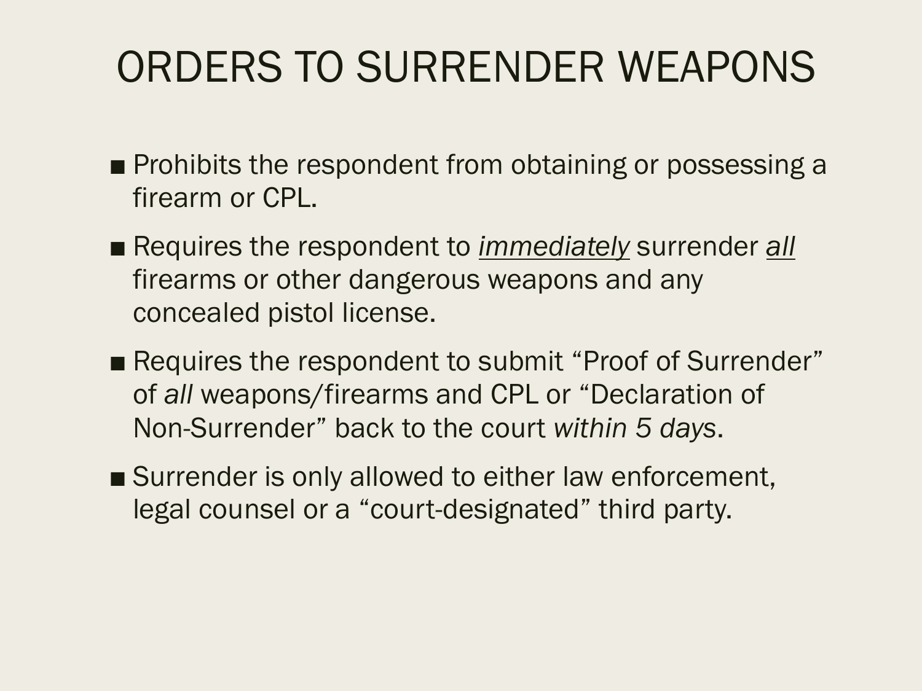# ORDERS TO SURRENDER WEAPONS

- Prohibits the respondent from obtaining or possessing a firearm or CPL.
- Requires the respondent to <u>*immediately*</u> surrender <u>*all*</u> firearms or other dangerous weapons and any concealed pistol license.
- Requires the respondent to submit "Proof of Surrender" of *all* weapons/firearms and CPL or "Declaration of Non-Surrender" back to the court *within 5 days*.
- Surrender is only allowed to either law enforcement, legal counsel or a "court-designated" third party.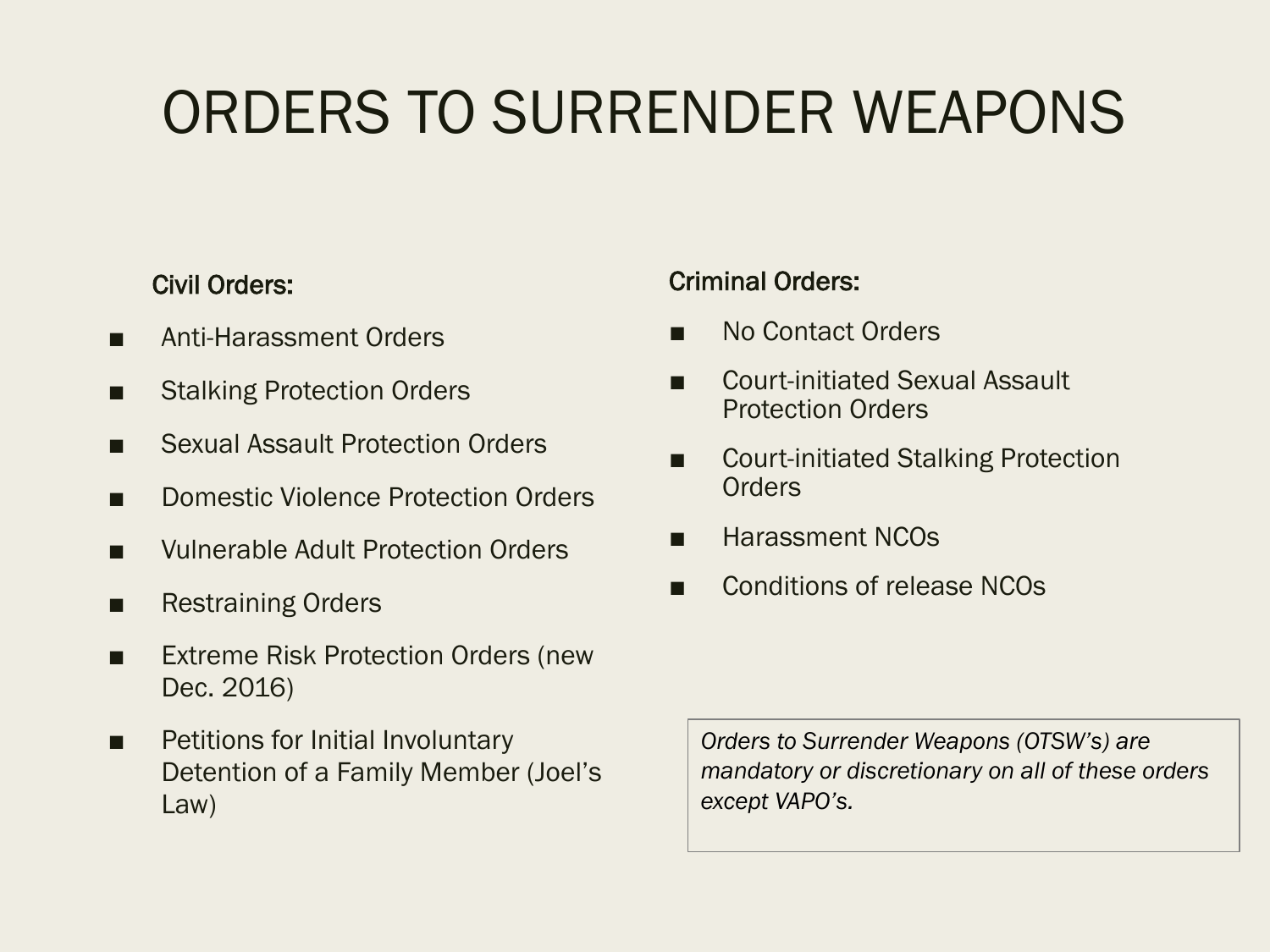# ORDERS TO SURRENDER WEAPONS

**Civil Orders:**

- Anti-Harassment Orders
- Stalking Protection Orders
- Sexual Assault Protection Orders
- Domestic Violence Protection Orders
- Vulnerable Adult Protection Orders
- Restraining Orders
- Extreme Risk Protection Orders (new Dec. 2016)
- Petitions for Initial Involuntary Detention of a Family Member (Joel's Law)

**Criminal Orders:**

- No Contact Orders
- Court-initiated Sexual Assault Protection Orders
- Court-initiated Stalking Protection Orders
- Harassment NCOs
- Conditions of release NCOs

*Orders to Surrender Weapons (OTSW's) are mandatory or discretionary on all of these orders except VAPO's.*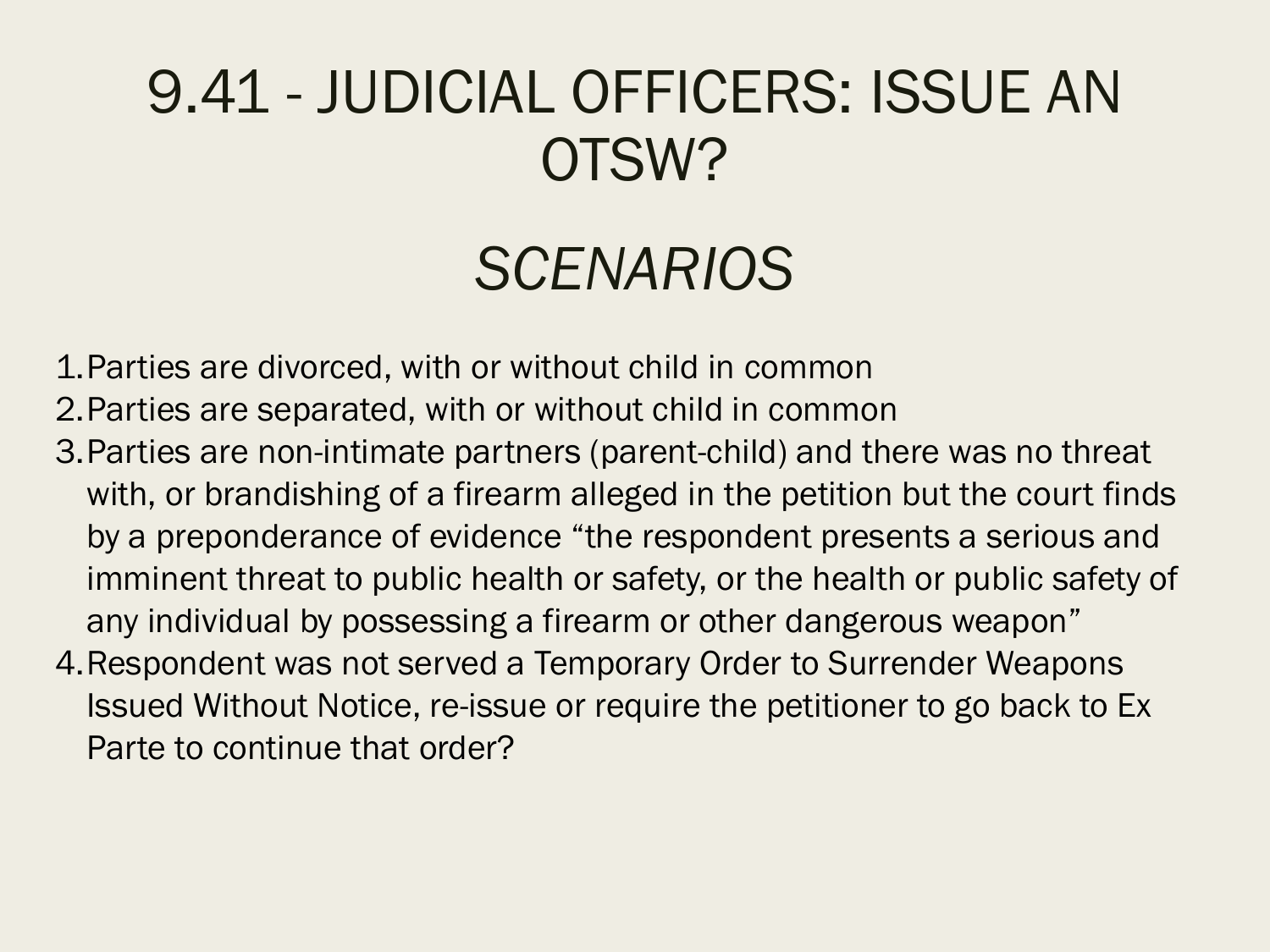# 9.41 - JUDICIAL OFFICERS: ISSUE AN OTSW?

## *SCENARIOS*

1. Parties are divorced, with or without child in common
2. Parties are separated, with or without child in common
3. Parties are non-intimate partners (parent-child) and there was no threat with, or brandishing of a firearm alleged in the petition but the court finds by a preponderance of evidence “the respondent presents a serious and imminent threat to public health or safety, or the health or public safety of any individual by possessing a firearm or other dangerous weapon”
4. Respondent was not served a Temporary Order to Surrender Weapons Issued Without Notice, re-issue or require the petitioner to go back to Ex Parte to continue that order?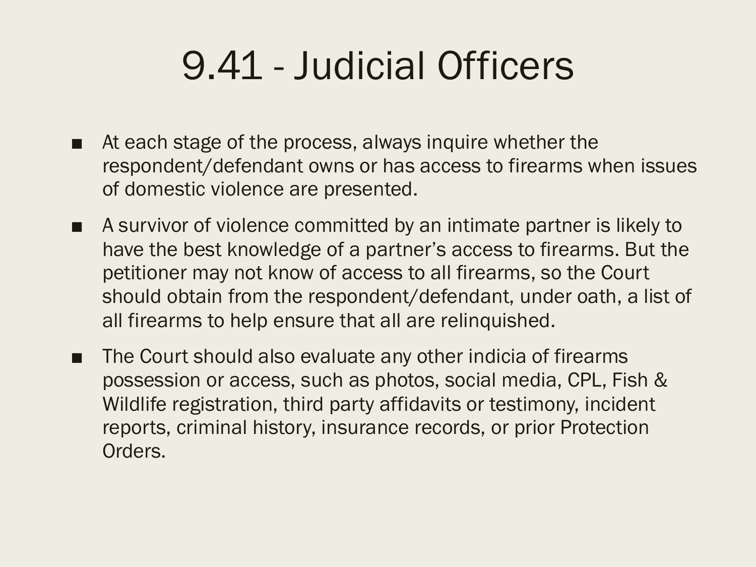# 9.41 - Judicial Officers

- At each stage of the process, always inquire whether the respondent/defendant owns or has access to firearms when issues of domestic violence are presented.
- A survivor of violence committed by an intimate partner is likely to have the best knowledge of a partner's access to firearms. But the petitioner may not know of access to all firearms, so the Court should obtain from the respondent/defendant, under oath, a list of all firearms to help ensure that all are relinquished.
- The Court should also evaluate any other indicia of firearms possession or access, such as photos, social media, CPL, Fish & Wildlife registration, third party affidavits or testimony, incident reports, criminal history, insurance records, or prior Protection Orders.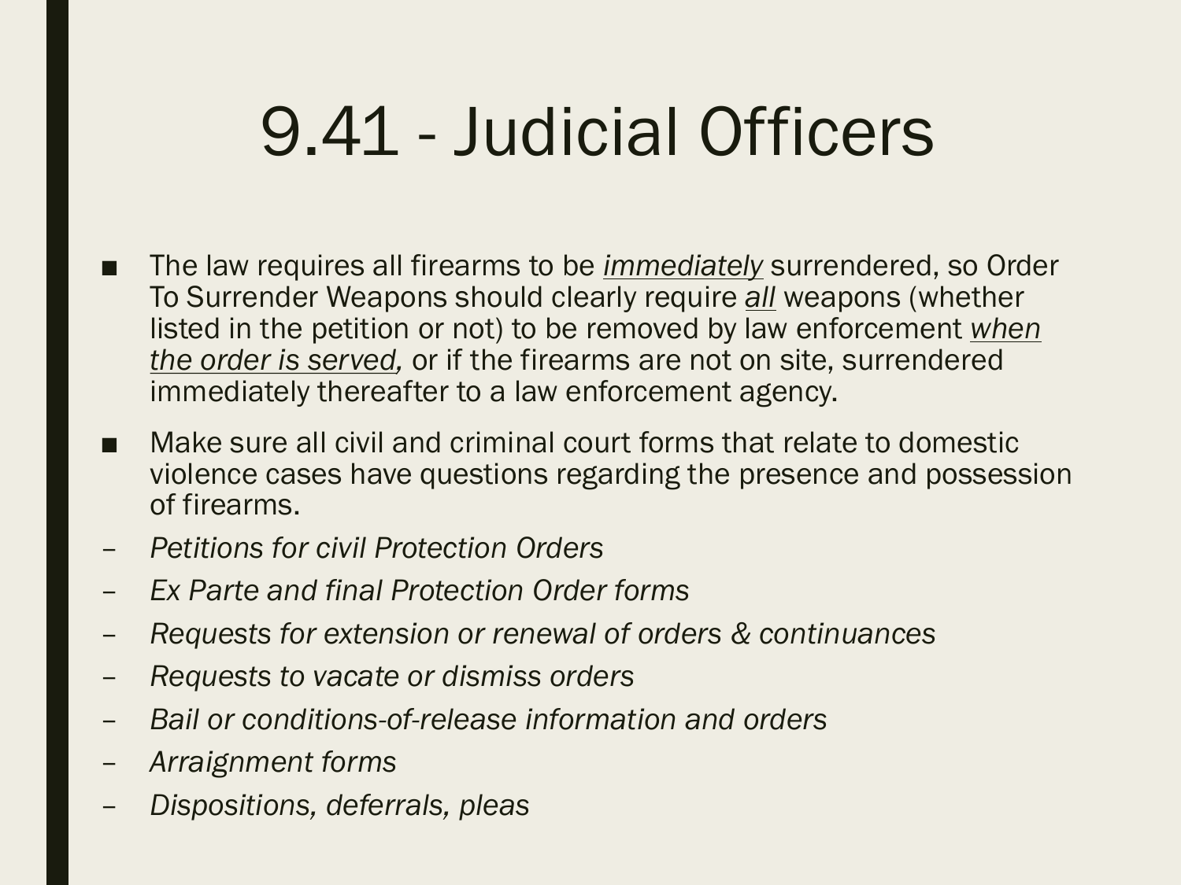# 9.41 - Judicial Officers

- The law requires all firearms to be *immediately* surrendered, so Order To Surrender Weapons should clearly require *all* weapons (whether listed in the petition or not) to be removed by law enforcement *when the order is served,* or if the firearms are not on site, surrendered immediately thereafter to a law enforcement agency.
- Make sure all civil and criminal court forms that relate to domestic violence cases have questions regarding the presence and possession of firearms.
  - *Petitions for civil Protection Orders*
  - *Ex Parte and final Protection Order forms*
  - *Requests for extension or renewal of orders & continuances*
  - *Requests to vacate or dismiss orders*
  - *Bail or conditions-of-release information and orders*
  - *Arraignment forms*
  - *Dispositions, deferrals, pleas*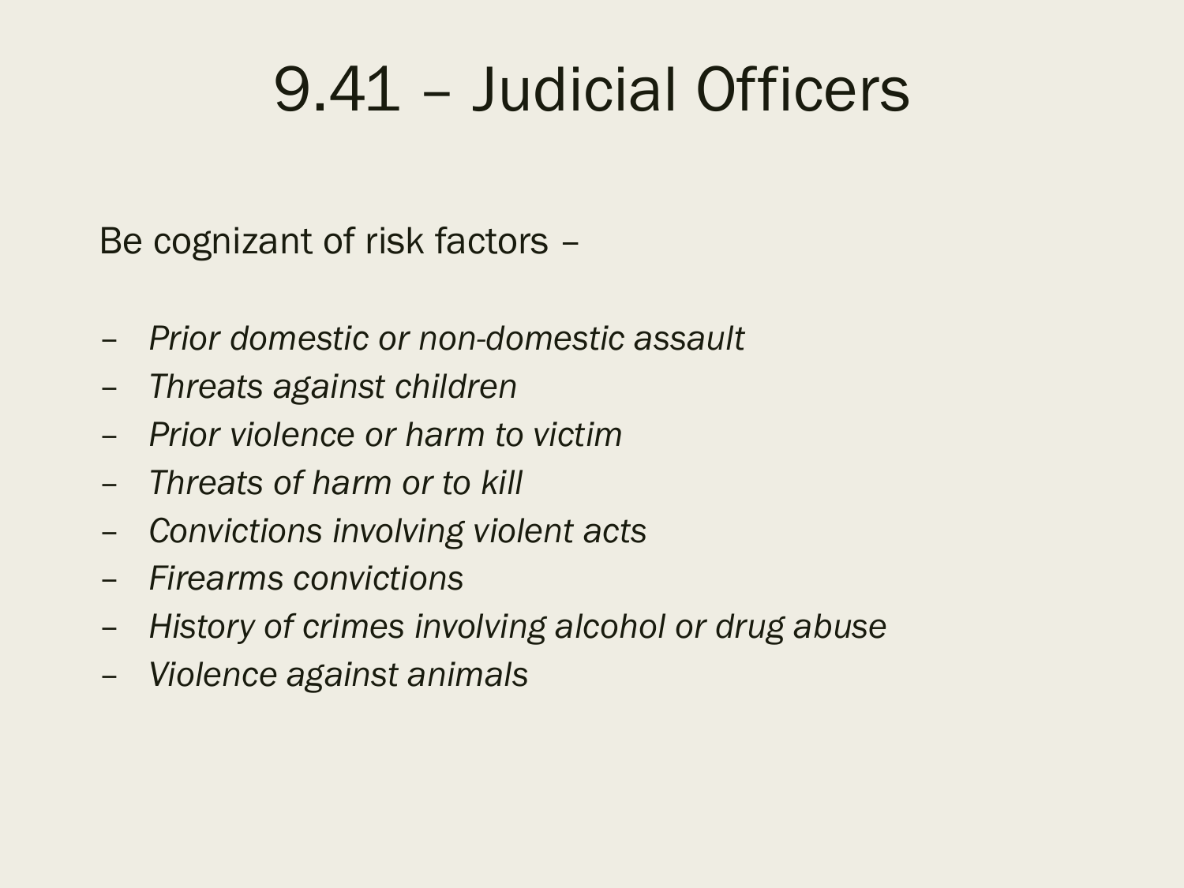# 9.41 – Judicial Officers

Be cognizant of risk factors –

- *Prior domestic or non-domestic assault*
- *Threats against children*
- *Prior violence or harm to victim*
- *Threats of harm or to kill*
- *Convictions involving violent acts*
- *Firearms convictions*
- *History of crimes involving alcohol or drug abuse*
- *Violence against animals*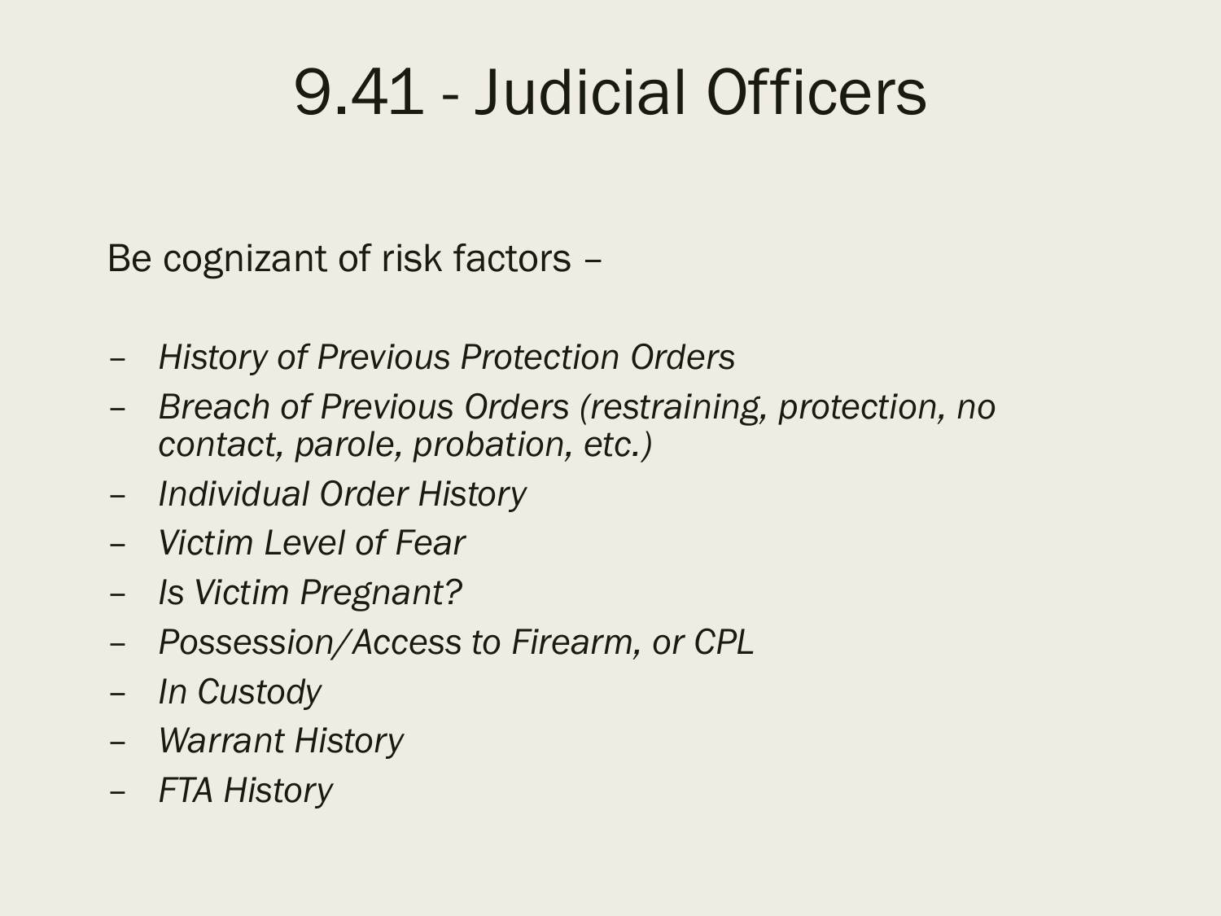# 9.41 - Judicial Officers

Be cognizant of risk factors –

- *History of Previous Protection Orders*
- *Breach of Previous Orders (restraining, protection, no contact, parole, probation, etc.)*
- *Individual Order History*
- *Victim Level of Fear*
- *Is Victim Pregnant?*
- *Possession/Access to Firearm, or CPL*
- *In Custody*
- *Warrant History*
- *FTA History*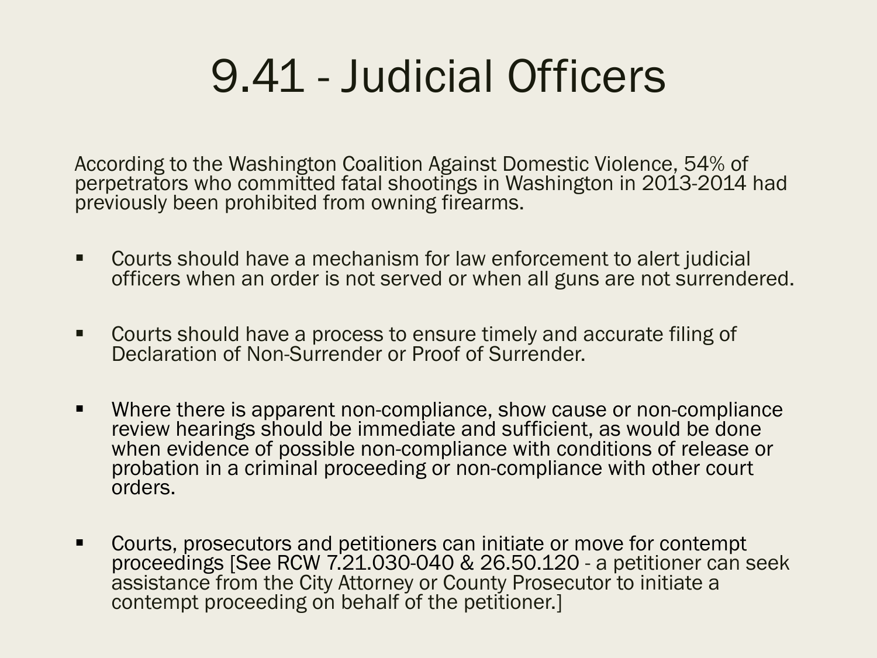# 9.41 - Judicial Officers

According to the Washington Coalition Against Domestic Violence, 54% of perpetrators who committed fatal shootings in Washington in 2013-2014 had previously been prohibited from owning firearms.

- Courts should have a mechanism for law enforcement to alert judicial officers when an order is not served or when all guns are not surrendered.
- Courts should have a process to ensure timely and accurate filing of Declaration of Non-Surrender or Proof of Surrender.
- Where there is apparent non-compliance, show cause or non-compliance review hearings should be immediate and sufficient, as would be done when evidence of possible non-compliance with conditions of release or probation in a criminal proceeding or non-compliance with other court orders.
- Courts, prosecutors and petitioners can initiate or move for contempt proceedings [See RCW 7.21.030-040 & 26.50.120 - a petitioner can seek assistance from the City Attorney or County Prosecutor to initiate a contempt proceeding on behalf of the petitioner.]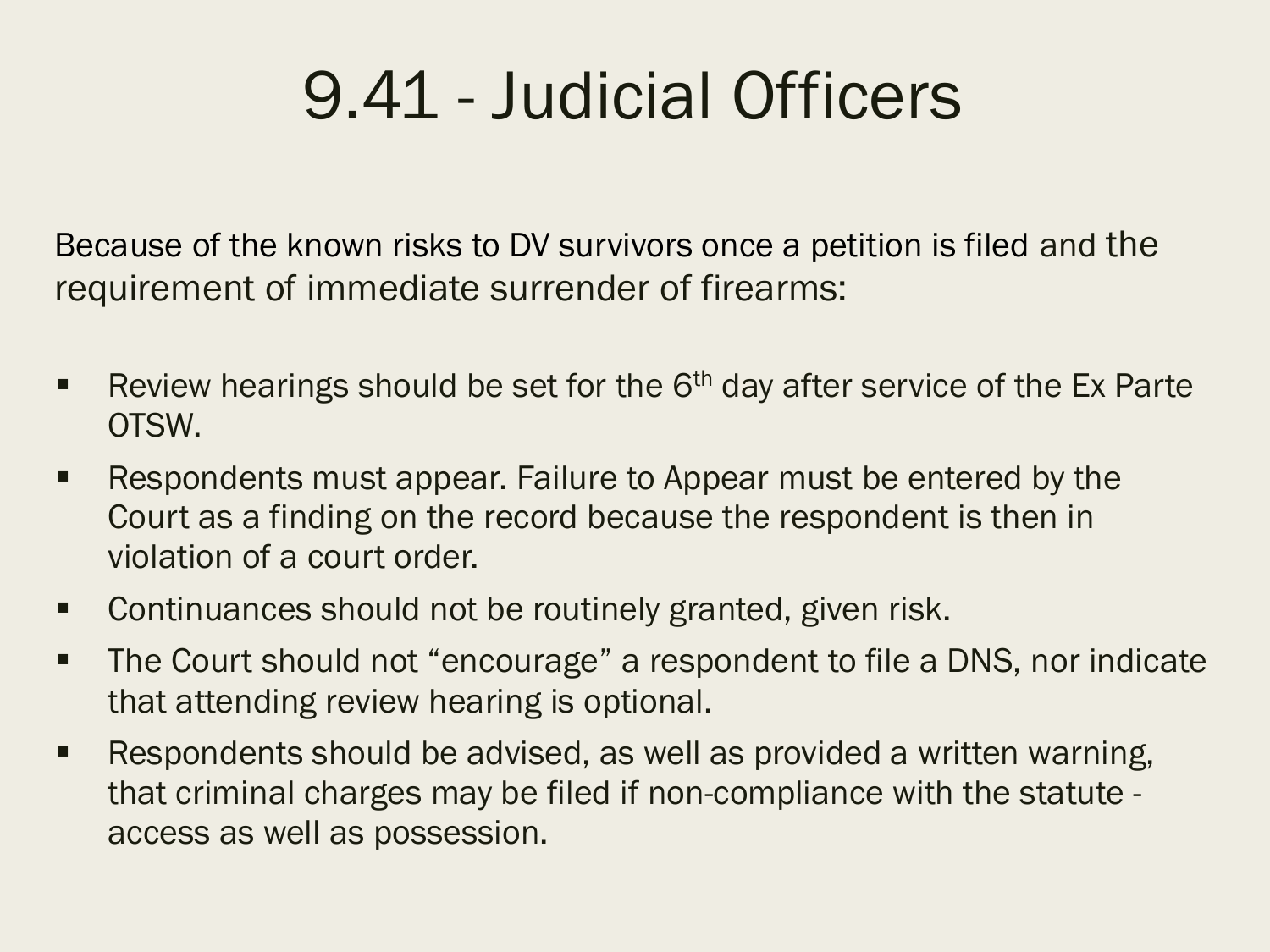# 9.41 - Judicial Officers

Because of the known risks to DV survivors once a petition is filed and the requirement of immediate surrender of firearms:

- Review hearings should be set for the 6th day after service of the Ex Parte OTSW.
- Respondents must appear. Failure to Appear must be entered by the Court as a finding on the record because the respondent is then in violation of a court order.
- Continuances should not be routinely granted, given risk.
- The Court should not "encourage" a respondent to file a DNS, nor indicate that attending review hearing is optional.
- Respondents should be advised, as well as provided a written warning, that criminal charges may be filed if non-compliance with the statute - access as well as possession.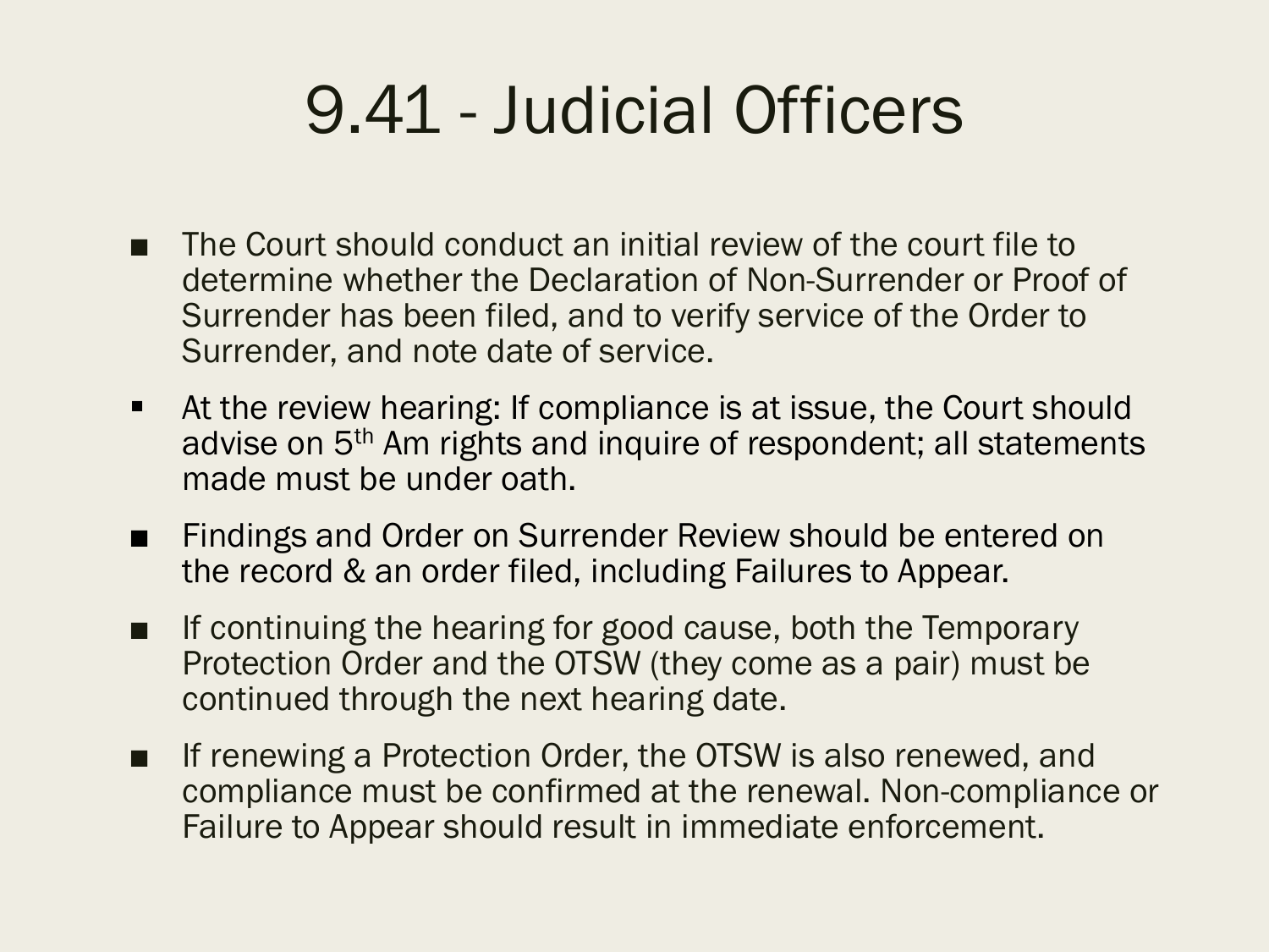# 9.41 - Judicial Officers

- The Court should conduct an initial review of the court file to determine whether the Declaration of Non-Surrender or Proof of Surrender has been filed, and to verify service of the Order to Surrender, and note date of service.
- At the review hearing: If compliance is at issue, the Court should advise on 5th Am rights and inquire of respondent; all statements made must be under oath.
- Findings and Order on Surrender Review should be entered on the record & an order filed, including Failures to Appear.
- If continuing the hearing for good cause, both the Temporary Protection Order and the OTSW (they come as a pair) must be continued through the next hearing date.
- If renewing a Protection Order, the OTSW is also renewed, and compliance must be confirmed at the renewal. Non-compliance or Failure to Appear should result in immediate enforcement.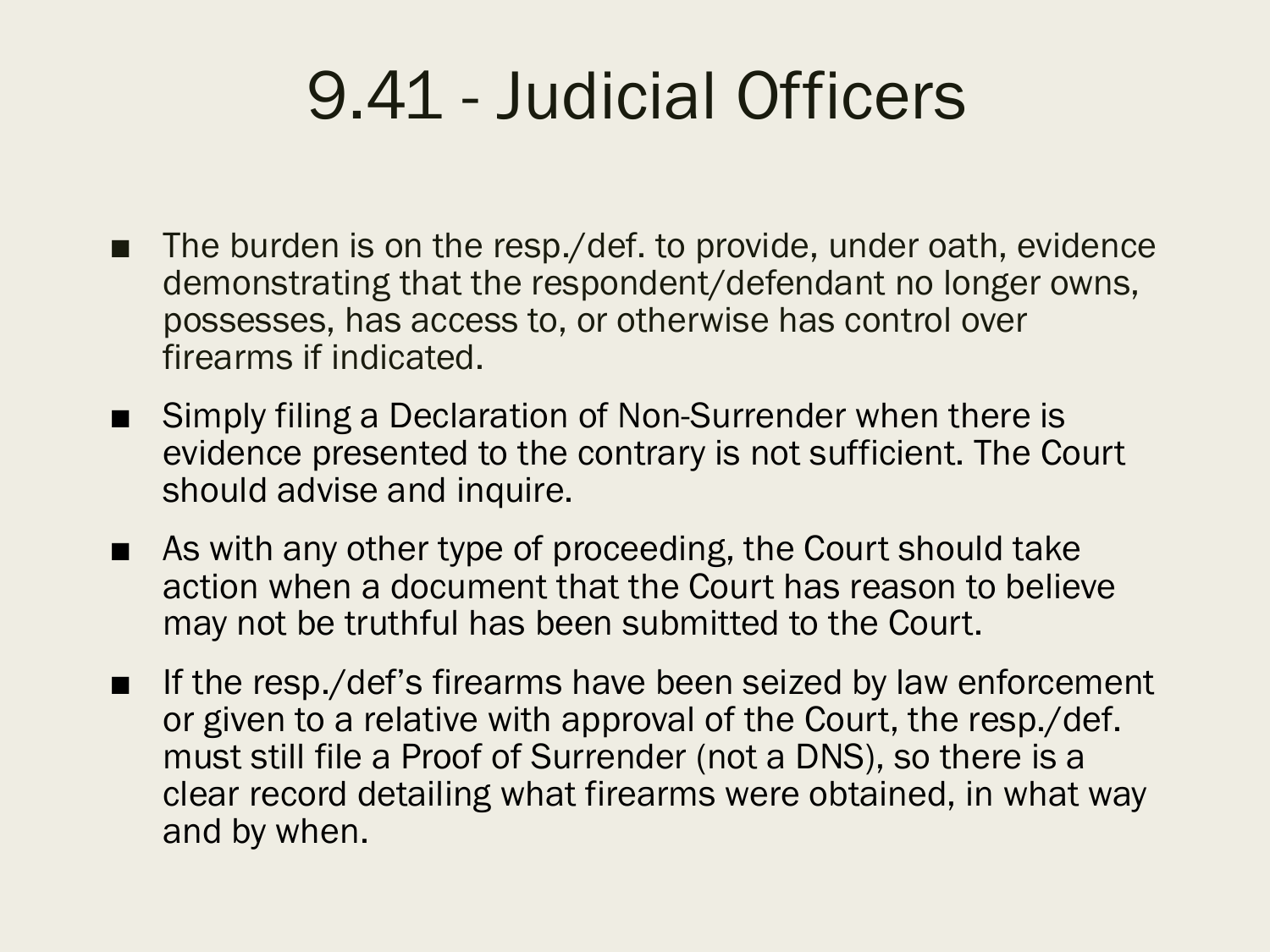# 9.41 - Judicial Officers

- The burden is on the resp./def. to provide, under oath, evidence demonstrating that the respondent/defendant no longer owns, possesses, has access to, or otherwise has control over firearms if indicated.
- Simply filing a Declaration of Non-Surrender when there is evidence presented to the contrary is not sufficient. The Court should advise and inquire.
- As with any other type of proceeding, the Court should take action when a document that the Court has reason to believe may not be truthful has been submitted to the Court.
- If the resp./def's firearms have been seized by law enforcement or given to a relative with approval of the Court, the resp./def. must still file a Proof of Surrender (not a DNS), so there is a clear record detailing what firearms were obtained, in what way and by when.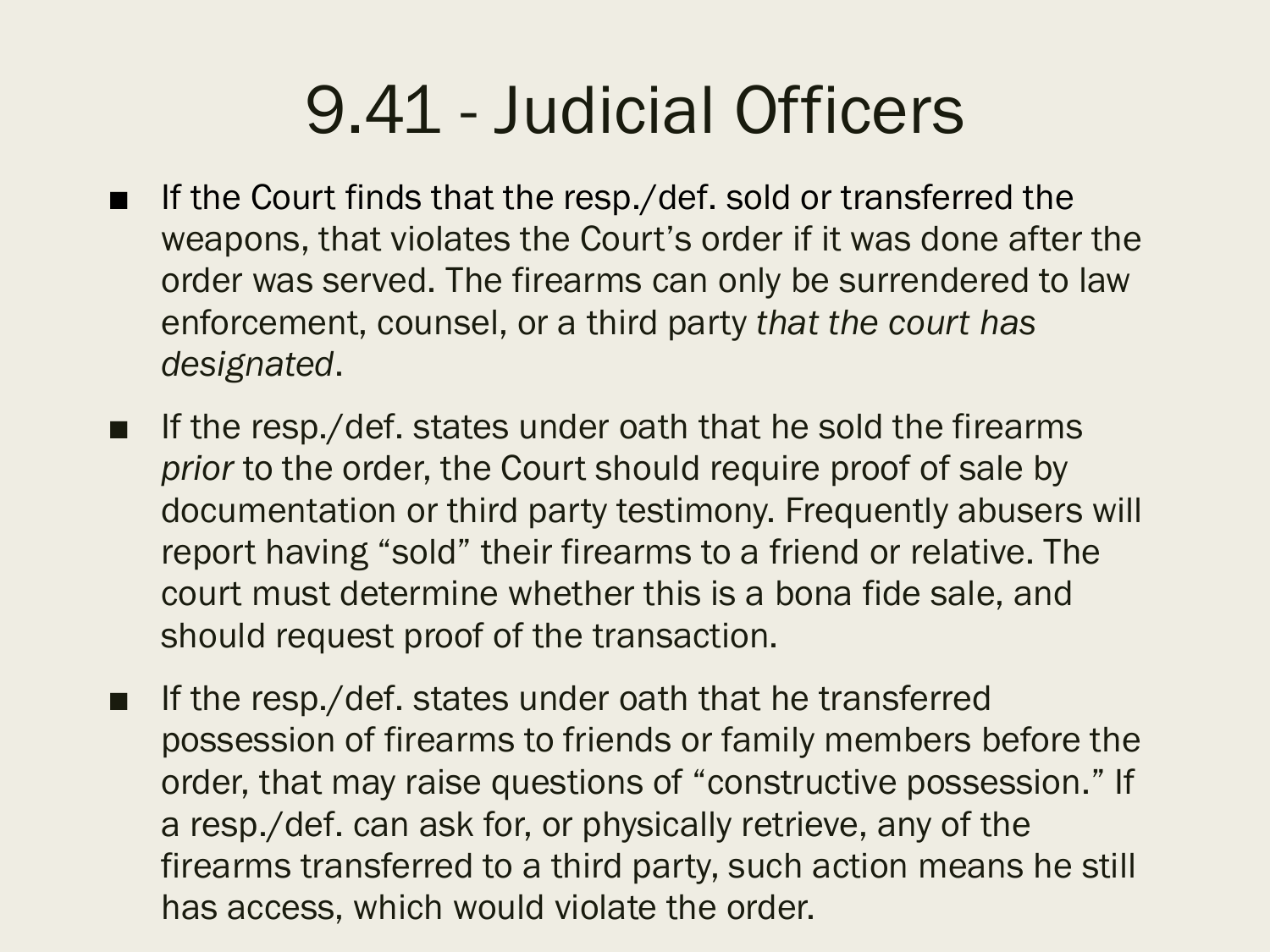# 9.41 - Judicial Officers

- If the Court finds that the resp./def. sold or transferred the weapons, that violates the Court's order if it was done after the order was served. The firearms can only be surrendered to law enforcement, counsel, or a third party *that the court has designated*.
- If the resp./def. states under oath that he sold the firearms *prior* to the order, the Court should require proof of sale by documentation or third party testimony. Frequently abusers will report having "sold" their firearms to a friend or relative. The court must determine whether this is a bona fide sale, and should request proof of the transaction.
- If the resp./def. states under oath that he transferred possession of firearms to friends or family members before the order, that may raise questions of "constructive possession." If a resp./def. can ask for, or physically retrieve, any of the firearms transferred to a third party, such action means he still has access, which would violate the order.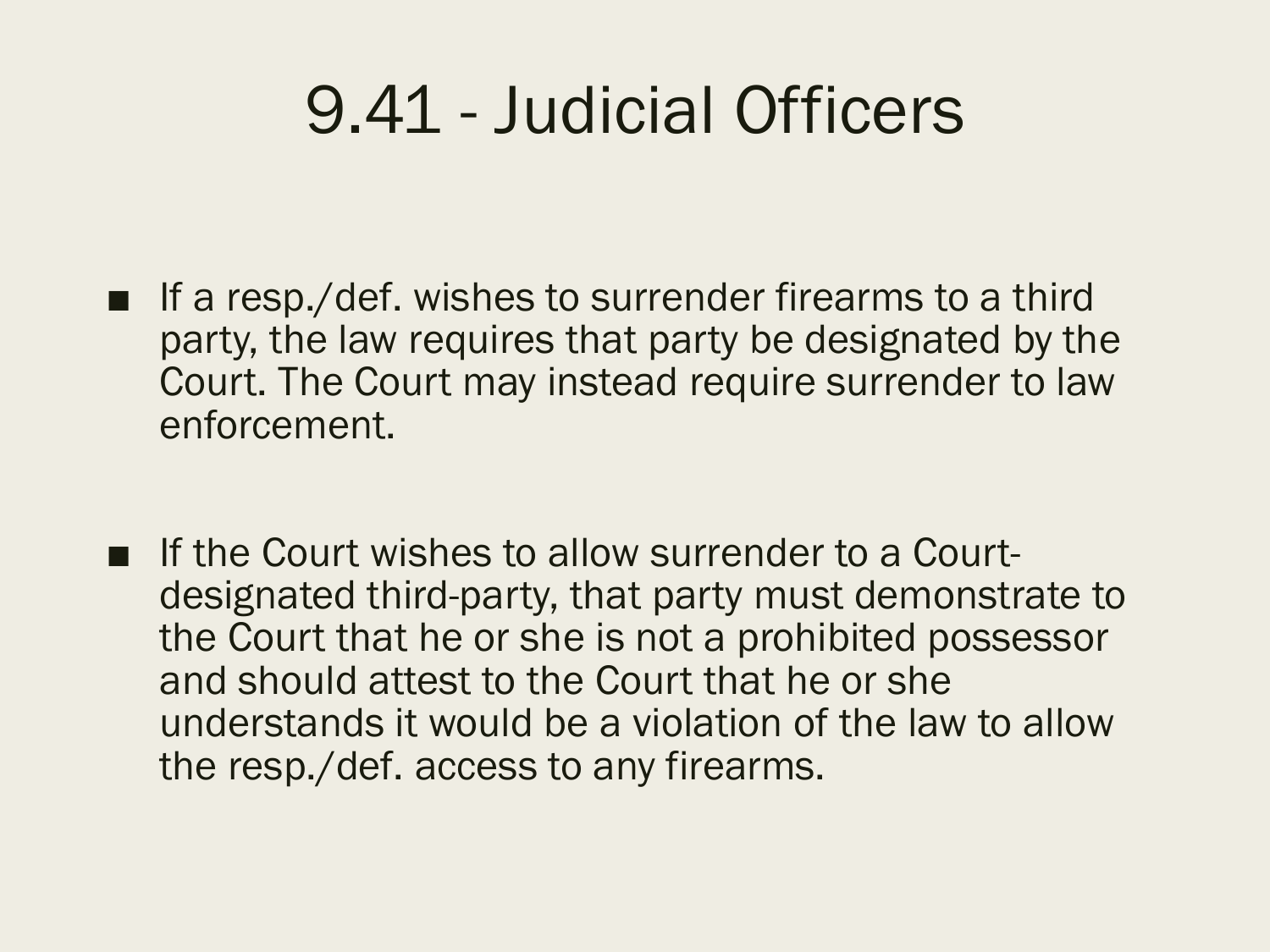# 9.41 - Judicial Officers

- If a resp./def. wishes to surrender firearms to a third party, the law requires that party be designated by the Court. The Court may instead require surrender to law enforcement.

- If the Court wishes to allow surrender to a Court-designated third-party, that party must demonstrate to the Court that he or she is not a prohibited possessor and should attest to the Court that he or she understands it would be a violation of the law to allow the resp./def. access to any firearms.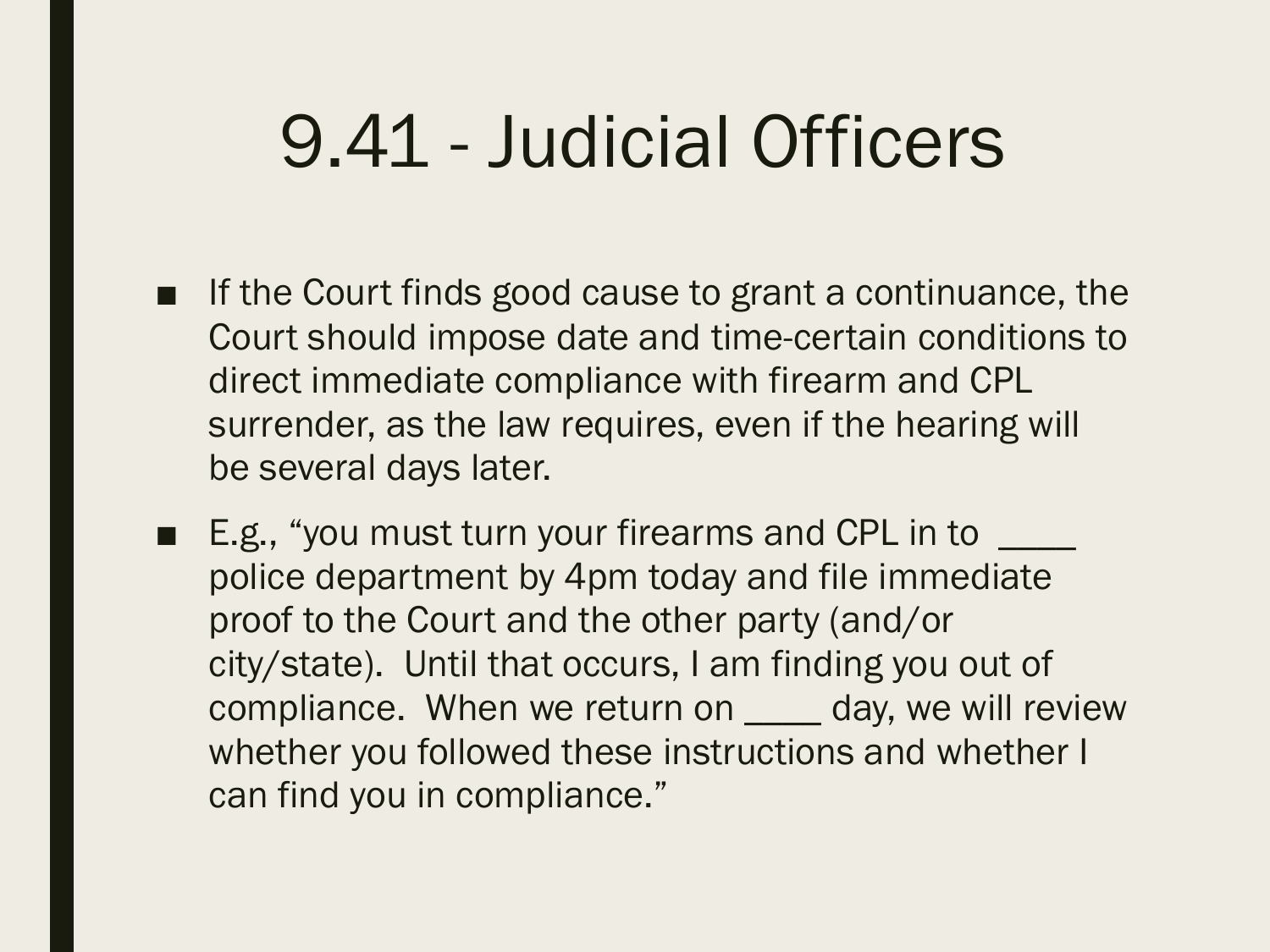# 9.41 - Judicial Officers

- If the Court finds good cause to grant a continuance, the Court should impose date and time-certain conditions to direct immediate compliance with firearm and CPL surrender, as the law requires, even if the hearing will be several days later.
- E.g., "you must turn your firearms and CPL in to ____ police department by 4pm today and file immediate proof to the Court and the other party (and/or city/state). Until that occurs, I am finding you out of compliance. When we return on ____ day, we will review whether you followed these instructions and whether I can find you in compliance."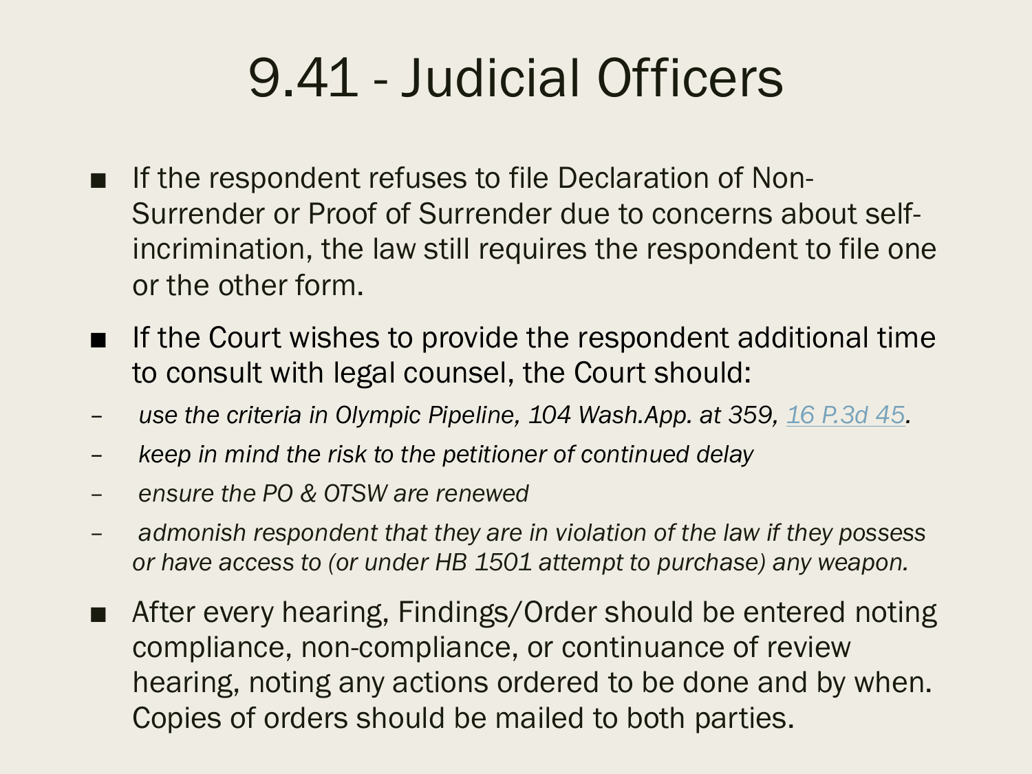# 9.41 - Judicial Officers

- If the respondent refuses to file Declaration of Non-Surrender or Proof of Surrender due to concerns about self-incrimination, the law still requires the respondent to file one or the other form.
- If the Court wishes to provide the respondent additional time to consult with legal counsel, the Court should:
  - *use the criteria in Olympic Pipeline, 104 Wash.App. at 359, 16 P.3d 45.*
  - *keep in mind the risk to the petitioner of continued delay*
  - *ensure the PO & OTSW are renewed*
  - *admonish respondent that they are in violation of the law if they possess or have access to (or under HB 1501 attempt to purchase) any weapon.*
- After every hearing, Findings/Order should be entered noting compliance, non-compliance, or continuance of review hearing, noting any actions ordered to be done and by when. Copies of orders should be mailed to both parties.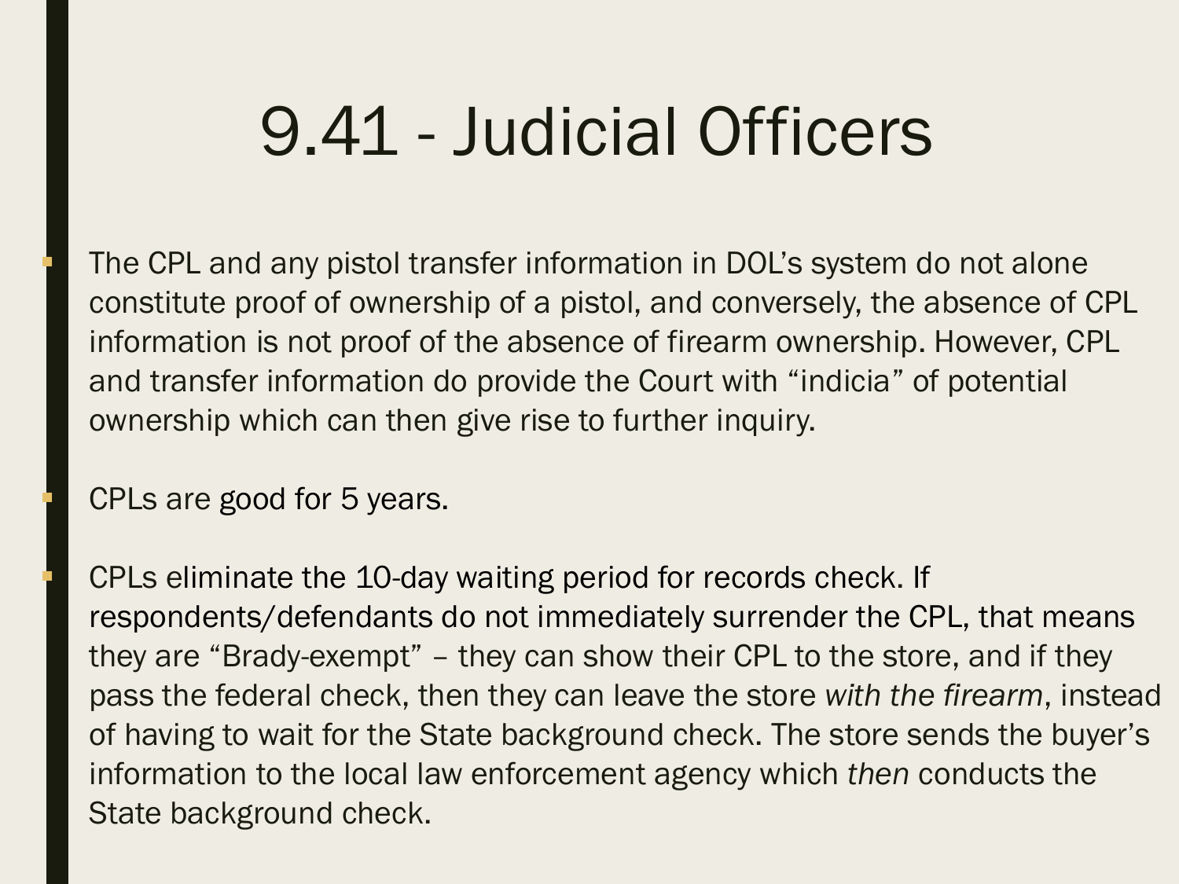# 9.41 - Judicial Officers

- The CPL and any pistol transfer information in DOL's system do not alone constitute proof of ownership of a pistol, and conversely, the absence of CPL information is not proof of the absence of firearm ownership. However, CPL and transfer information do provide the Court with "indicia" of potential ownership which can then give rise to further inquiry.

- CPLs are good for 5 years.

- CPLs eliminate the 10-day waiting period for records check. If respondents/defendants do not immediately surrender the CPL, that means they are "Brady-exempt" – they can show their CPL to the store, and if they pass the federal check, then they can leave the store *with the firearm*, instead of having to wait for the State background check. The store sends the buyer's information to the local law enforcement agency which *then* conducts the State background check.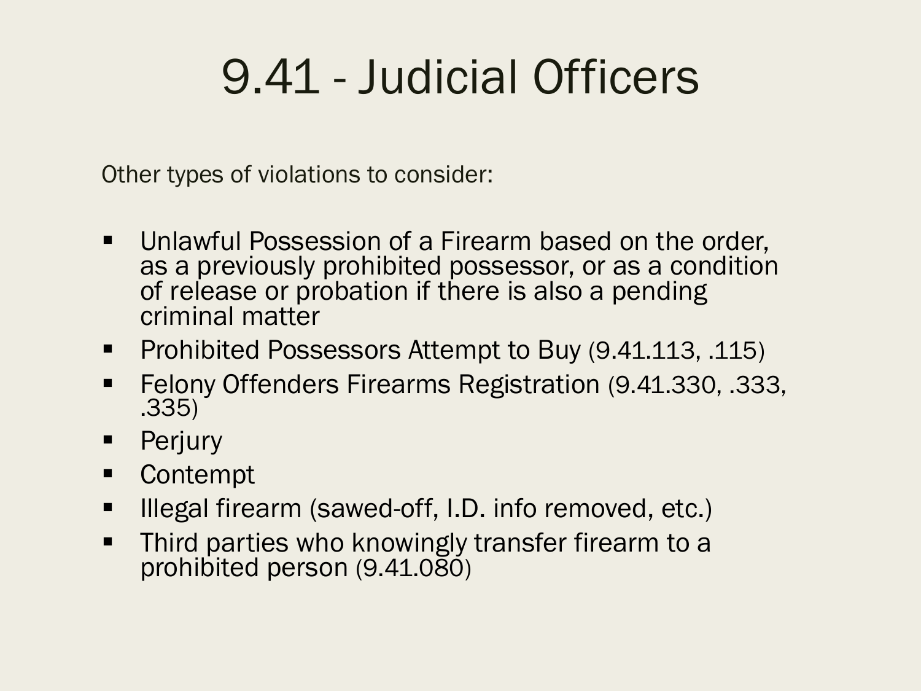# 9.41 - Judicial Officers

Other types of violations to consider:

- Unlawful Possession of a Firearm based on the order, as a previously prohibited possessor, or as a condition of release or probation if there is also a pending criminal matter
- Prohibited Possessors Attempt to Buy (9.41.113, .115)
- Felony Offenders Firearms Registration (9.41.330, .333, .335)
- Perjury
- Contempt
- Illegal firearm (sawed-off, I.D. info removed, etc.)
- Third parties who knowingly transfer firearm to a prohibited person (9.41.080)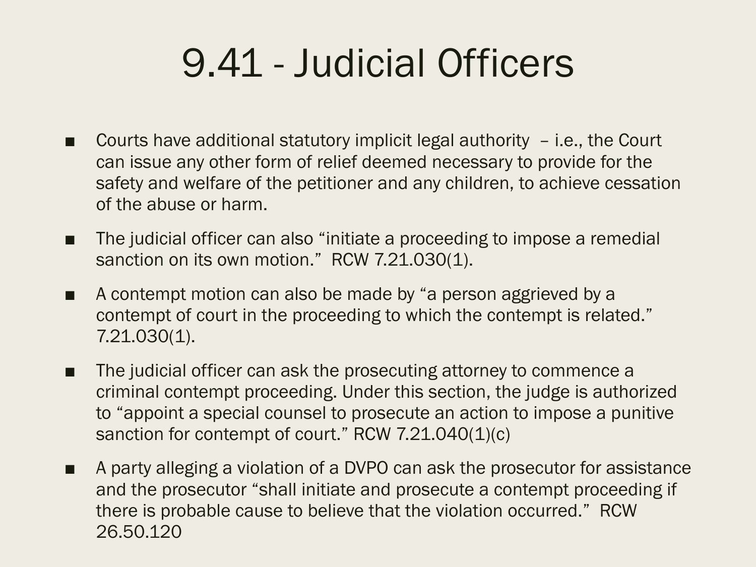# 9.41 - Judicial Officers

- Courts have additional statutory implicit legal authority – i.e., the Court can issue any other form of relief deemed necessary to provide for the safety and welfare of the petitioner and any children, to achieve cessation of the abuse or harm.
- The judicial officer can also "initiate a proceeding to impose a remedial sanction on its own motion." RCW 7.21.030(1).
- A contempt motion can also be made by "a person aggrieved by a contempt of court in the proceeding to which the contempt is related." 7.21.030(1).
- The judicial officer can ask the prosecuting attorney to commence a criminal contempt proceeding. Under this section, the judge is authorized to "appoint a special counsel to prosecute an action to impose a punitive sanction for contempt of court." RCW 7.21.040(1)(c)
- A party alleging a violation of a DVPO can ask the prosecutor for assistance and the prosecutor "shall initiate and prosecute a contempt proceeding if there is probable cause to believe that the violation occurred." RCW 26.50.120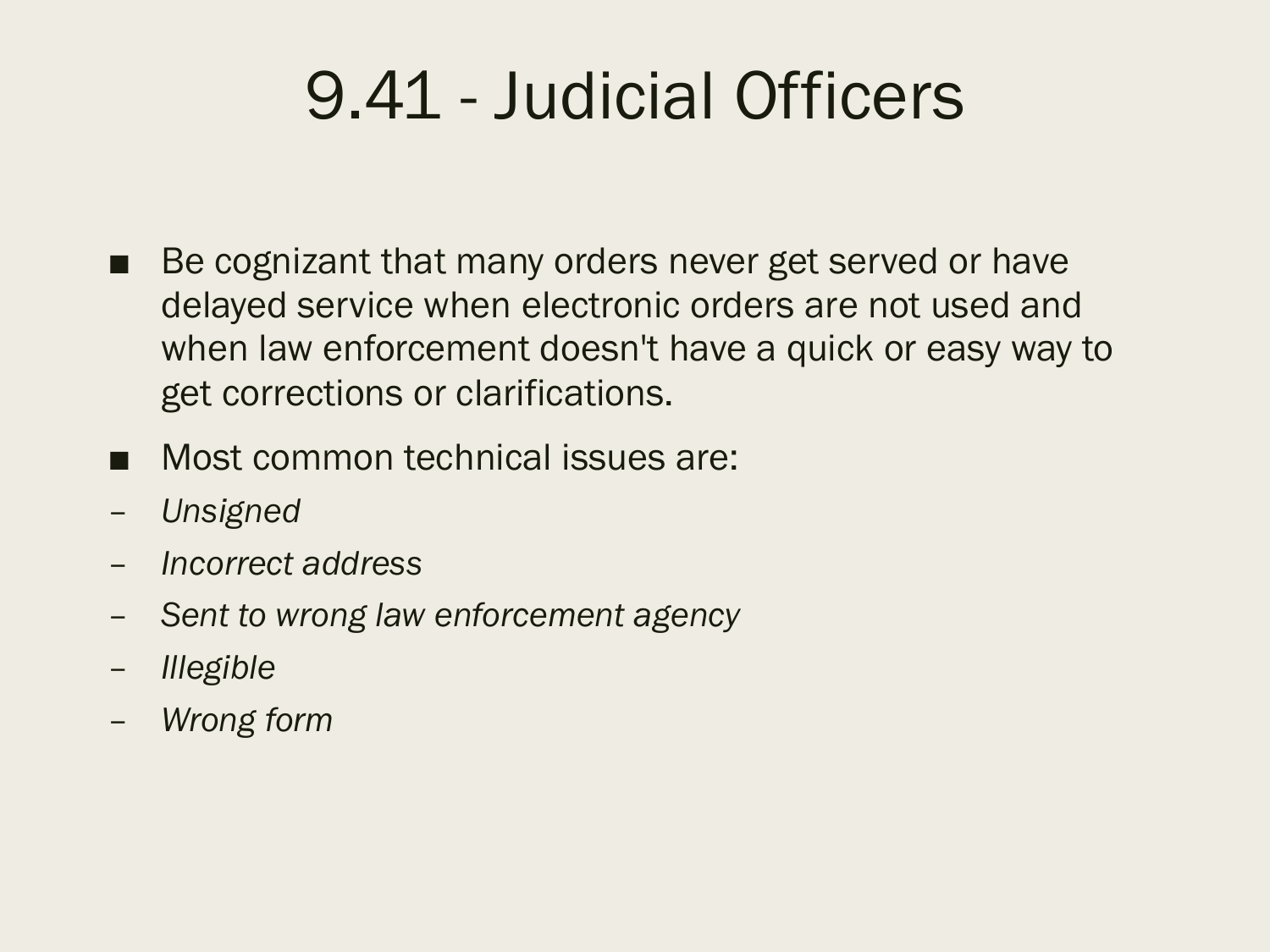# 9.41 - Judicial Officers

- Be cognizant that many orders never get served or have delayed service when electronic orders are not used and when law enforcement doesn't have a quick or easy way to get corrections or clarifications.
- Most common technical issues are:
  - *Unsigned*
  - *Incorrect address*
  - *Sent to wrong law enforcement agency*
  - *Illegible*
  - *Wrong form*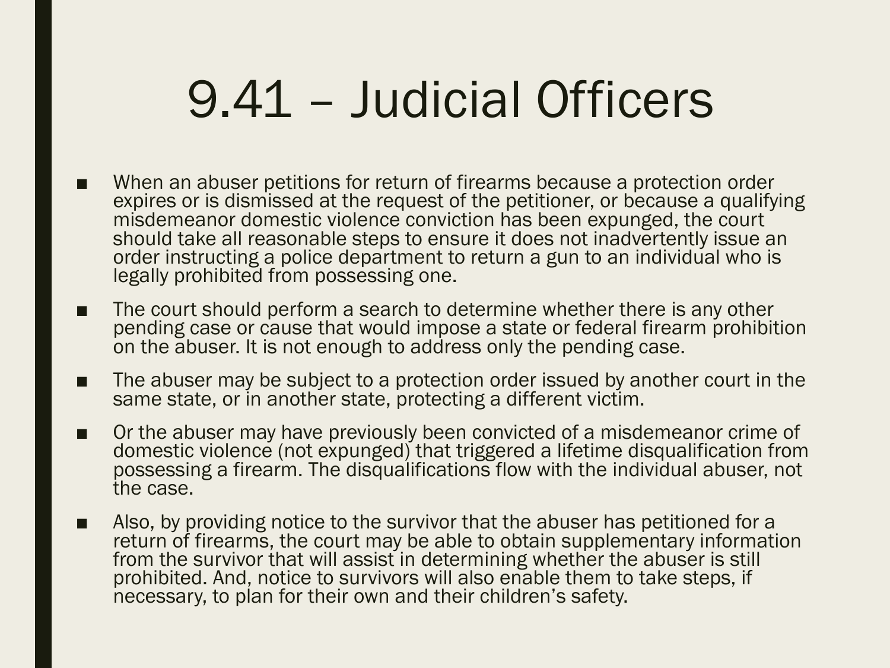# 9.41 – Judicial Officers

- When an abuser petitions for return of firearms because a protection order expires or is dismissed at the request of the petitioner, or because a qualifying misdemeanor domestic violence conviction has been expunged, the court should take all reasonable steps to ensure it does not inadvertently issue an order instructing a police department to return a gun to an individual who is legally prohibited from possessing one.
- The court should perform a search to determine whether there is any other pending case or cause that would impose a state or federal firearm prohibition on the abuser. It is not enough to address only the pending case.
- The abuser may be subject to a protection order issued by another court in the same state, or in another state, protecting a different victim.
- Or the abuser may have previously been convicted of a misdemeanor crime of domestic violence (not expunged) that triggered a lifetime disqualification from possessing a firearm. The disqualifications flow with the individual abuser, not the case.
- Also, by providing notice to the survivor that the abuser has petitioned for a return of firearms, the court may be able to obtain supplementary information from the survivor that will assist in determining whether the abuser is still prohibited. And, notice to survivors will also enable them to take steps, if necessary, to plan for their own and their children's safety.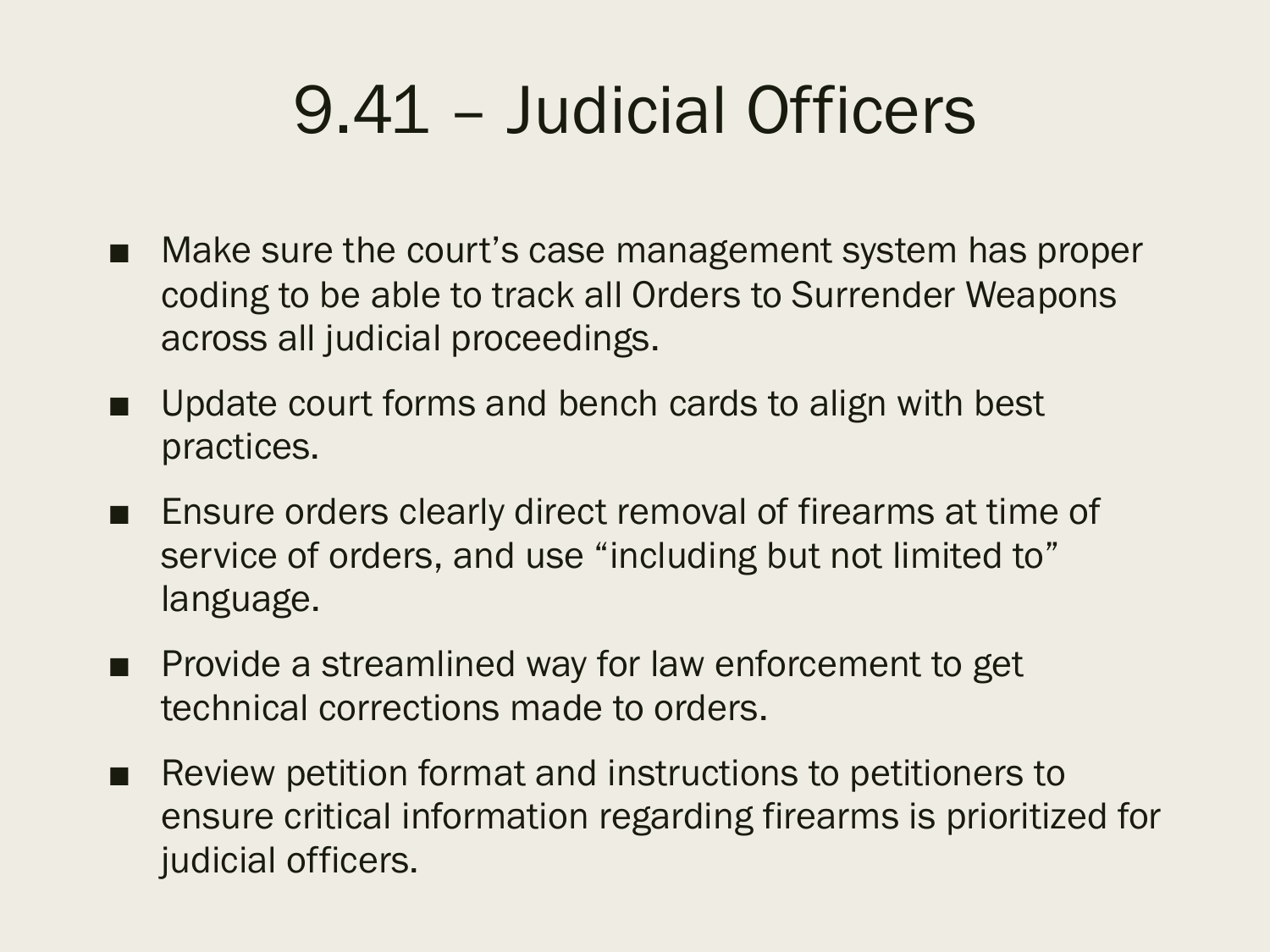# 9.41 – Judicial Officers

- Make sure the court's case management system has proper coding to be able to track all Orders to Surrender Weapons across all judicial proceedings.
- Update court forms and bench cards to align with best practices.
- Ensure orders clearly direct removal of firearms at time of service of orders, and use "including but not limited to" language.
- Provide a streamlined way for law enforcement to get technical corrections made to orders.
- Review petition format and instructions to petitioners to ensure critical information regarding firearms is prioritized for judicial officers.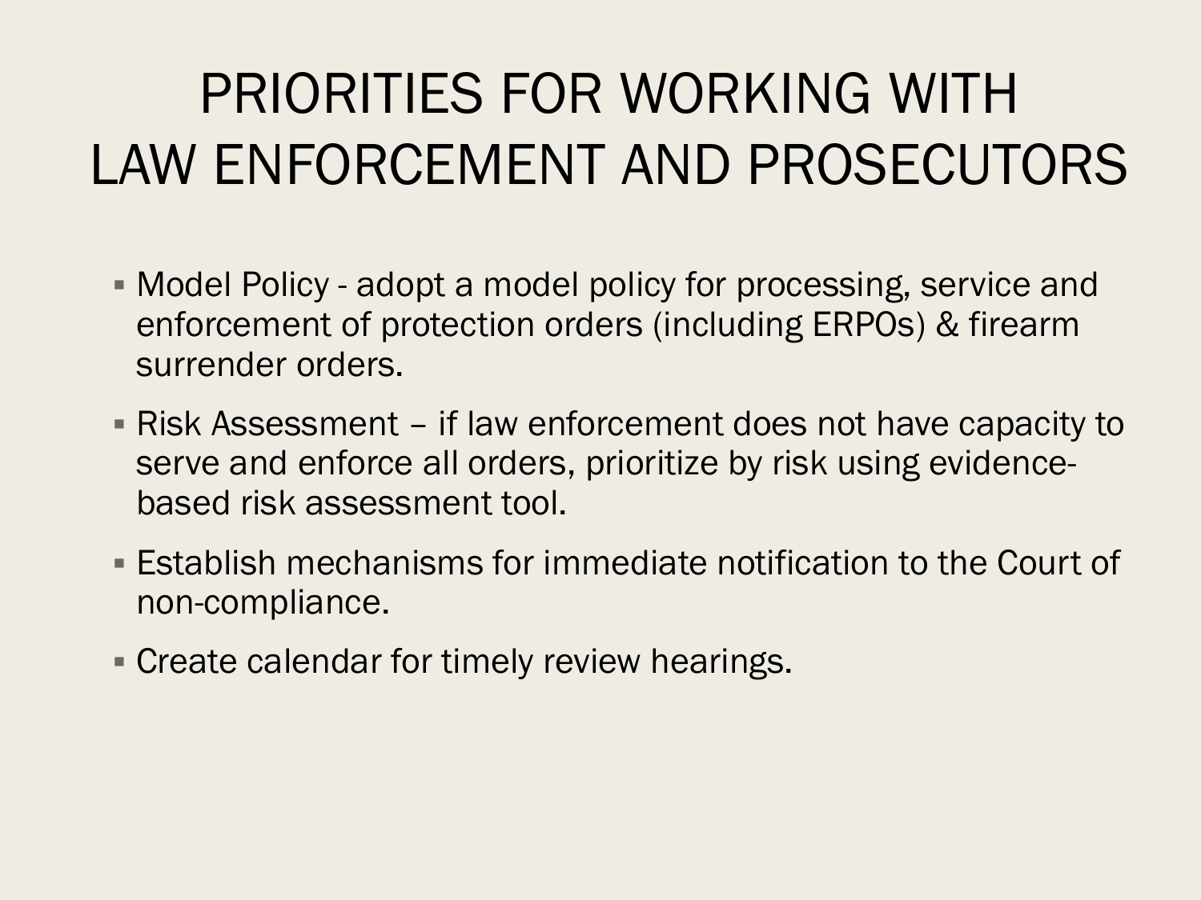# PRIORITIES FOR WORKING WITH LAW ENFORCEMENT AND PROSECUTORS

- Model Policy - adopt a model policy for processing, service and enforcement of protection orders (including ERPOs) & firearm surrender orders.
- Risk Assessment – if law enforcement does not have capacity to serve and enforce all orders, prioritize by risk using evidence-based risk assessment tool.
- Establish mechanisms for immediate notification to the Court of non-compliance.
- Create calendar for timely review hearings.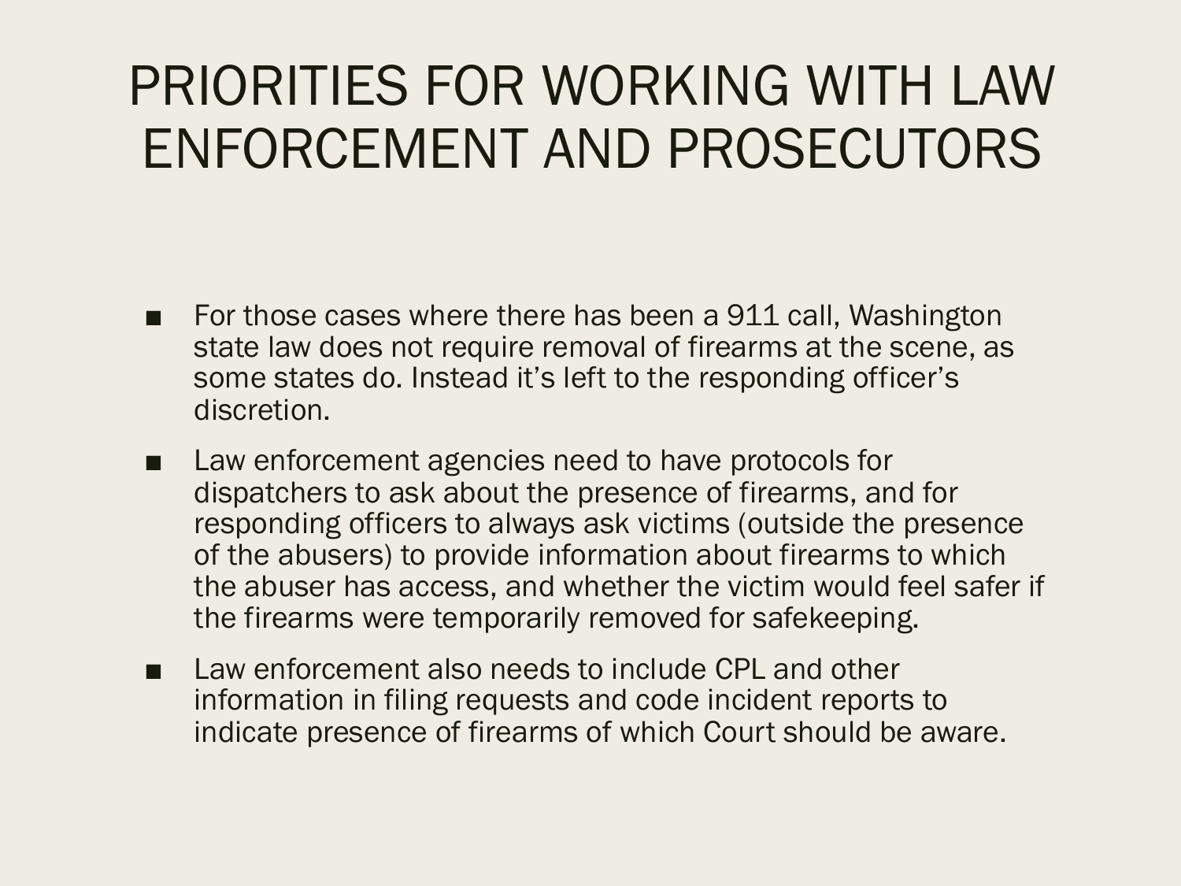# PRIORITIES FOR WORKING WITH LAW ENFORCEMENT AND PROSECUTORS

- For those cases where there has been a 911 call, Washington state law does not require removal of firearms at the scene, as some states do. Instead it's left to the responding officer's discretion.
- Law enforcement agencies need to have protocols for dispatchers to ask about the presence of firearms, and for responding officers to always ask victims (outside the presence of the abusers) to provide information about firearms to which the abuser has access, and whether the victim would feel safer if the firearms were temporarily removed for safekeeping.
- Law enforcement also needs to include CPL and other information in filing requests and code incident reports to indicate presence of firearms of which Court should be aware.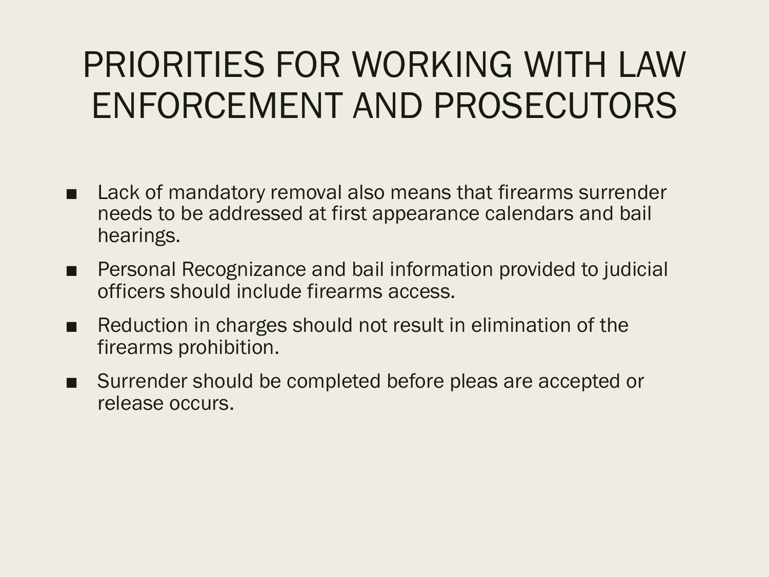# PRIORITIES FOR WORKING WITH LAW ENFORCEMENT AND PROSECUTORS

- Lack of mandatory removal also means that firearms surrender needs to be addressed at first appearance calendars and bail hearings.
- Personal Recognizance and bail information provided to judicial officers should include firearms access.
- Reduction in charges should not result in elimination of the firearms prohibition.
- Surrender should be completed before pleas are accepted or release occurs.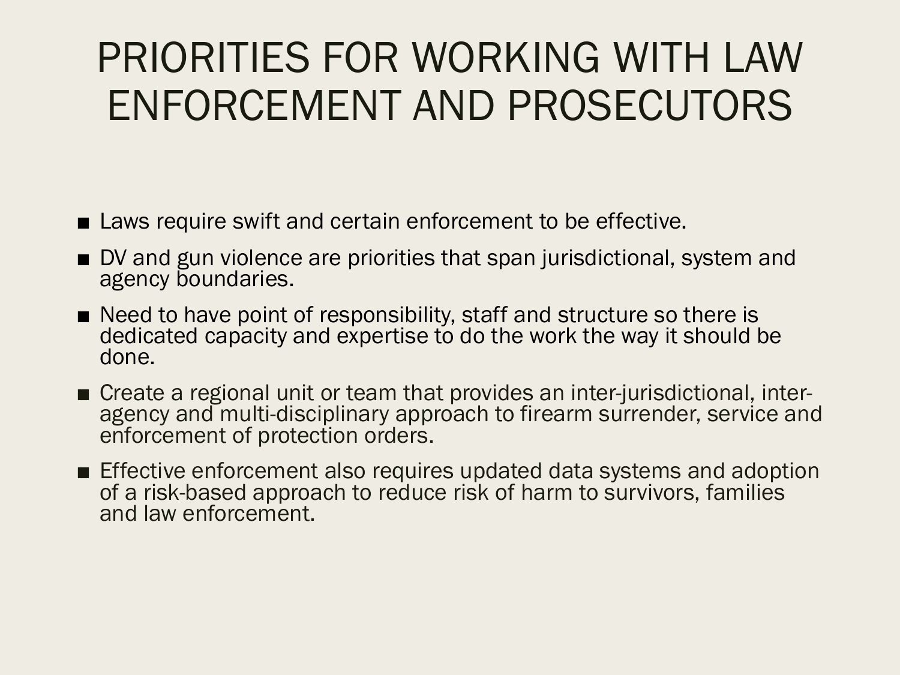# PRIORITIES FOR WORKING WITH LAW ENFORCEMENT AND PROSECUTORS

- Laws require swift and certain enforcement to be effective.
- DV and gun violence are priorities that span jurisdictional, system and agency boundaries.
- Need to have point of responsibility, staff and structure so there is dedicated capacity and expertise to do the work the way it should be done.
- Create a regional unit or team that provides an inter-jurisdictional, inter-agency and multi-disciplinary approach to firearm surrender, service and enforcement of protection orders.
- Effective enforcement also requires updated data systems and adoption of a risk-based approach to reduce risk of harm to survivors, families and law enforcement.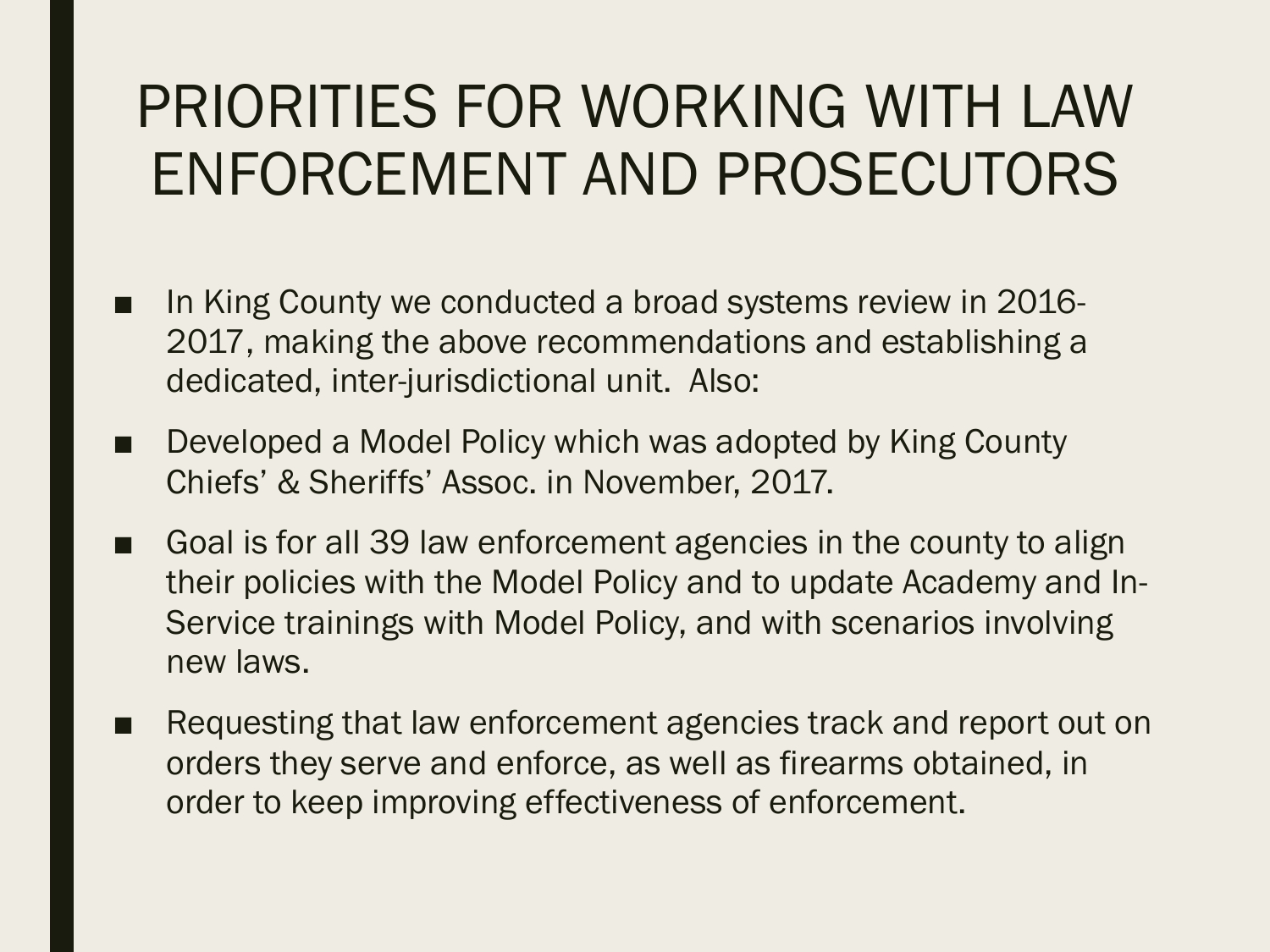# PRIORITIES FOR WORKING WITH LAW ENFORCEMENT AND PROSECUTORS

- In King County we conducted a broad systems review in 2016-2017, making the above recommendations and establishing a dedicated, inter-jurisdictional unit. Also:
- Developed a Model Policy which was adopted by King County Chiefs' & Sheriffs' Assoc. in November, 2017.
- Goal is for all 39 law enforcement agencies in the county to align their policies with the Model Policy and to update Academy and In-Service trainings with Model Policy, and with scenarios involving new laws.
- Requesting that law enforcement agencies track and report out on orders they serve and enforce, as well as firearms obtained, in order to keep improving effectiveness of enforcement.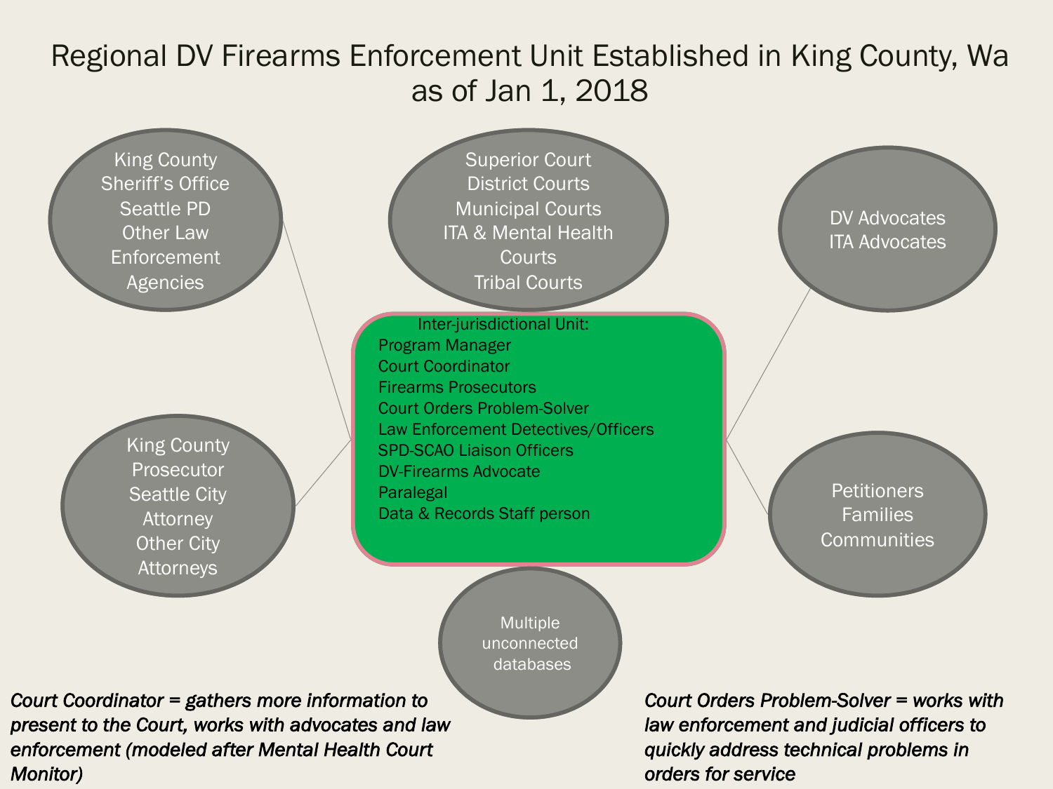# Regional DV Firearms Enforcement Unit Established in King County, Wa as of Jan 1, 2018

King County Sheriff's Office
Seattle PD
Other Law Enforcement Agencies

Superior Court
District Courts
Municipal Courts
ITA & Mental Health Courts
Tribal Courts

DV Advocates
ITA Advocates

Inter-jurisdictional Unit:

- Program Manager
- Court Coordinator
- Firearms Prosecutors
- Court Orders Problem-Solver
- Law Enforcement Detectives/Officers
- SPD-SCAO Liaison Officers
- DV-Firearms Advocate
- Paralegal
- Data & Records Staff person

King County Prosecutor
Seattle City Attorney
Other City Attorneys

Petitioners
Families
Communities

Multiple unconnected databases

*Court Coordinator = gathers more information to present to the Court, works with advocates and law enforcement (modeled after Mental Health Court Monitor)*

*Court Orders Problem-Solver = works with law enforcement and judicial officers to quickly address technical problems in orders for service*